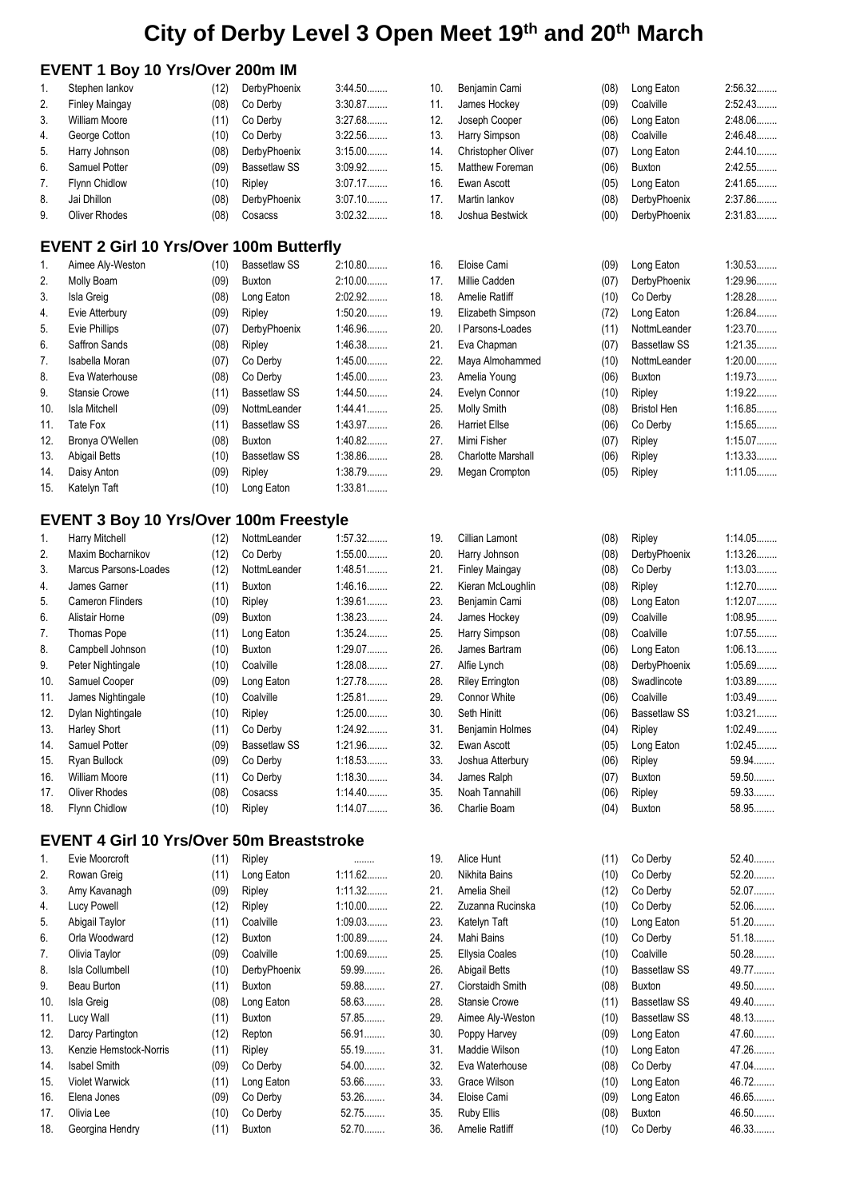# City of Derby Level 3 Open Meet 19th and 20th March

## EVENT 1 Boy 10 Yrs/Over 200m IM

| | | | | |
|---|---|---|---|---|
| 1. | Stephen Iankov | (12) | DerbyPhoenix | 3:44.50........ |
| 2. | Finley Maingay | (08) | Co Derby | 3:30.87........ |
| 3. | William Moore | (11) | Co Derby | 3:27.68........ |
| 4. | George Cotton | (10) | Co Derby | 3:22.56........ |
| 5. | Harry Johnson | (08) | DerbyPhoenix | 3:15.00........ |
| 6. | Samuel Potter | (09) | Bassetlaw SS | 3:09.92........ |
| 7. | Flynn Chidlow | (10) | Ripley | 3:07.17........ |
| 8. | Jai Dhillon | (08) | DerbyPhoenix | 3:07.10........ |
| 9. | Oliver Rhodes | (08) | Cosacss | 3:02.32........ |
| 10. | Benjamin Cami | (08) | Long Eaton | 2:56.32........ |
| 11. | James Hockey | (09) | Coalville | 2:52.43........ |
| 12. | Joseph Cooper | (06) | Long Eaton | 2:48.06........ |
| 13. | Harry Simpson | (08) | Coalville | 2:46.48........ |
| 14. | Christopher Oliver | (07) | Long Eaton | 2:44.10........ |
| 15. | Matthew Foreman | (06) | Buxton | 2:42.55........ |
| 16. | Ewan Ascott | (05) | Long Eaton | 2:41.65........ |
| 17. | Martin Iankov | (08) | DerbyPhoenix | 2:37.86........ |
| 18. | Joshua Bestwick | (00) | DerbyPhoenix | 2:31.83........ |

## EVENT 2 Girl 10 Yrs/Over 100m Butterfly

| | | | | |
|---|---|---|---|---|
| 1. | Aimee Aly-Weston | (10) | Bassetlaw SS | 2:10.80........ |
| 2. | Molly Boam | (09) | Buxton | 2:10.00........ |
| 3. | Isla Greig | (08) | Long Eaton | 2:02.92........ |
| 4. | Evie Atterbury | (09) | Ripley | 1:50.20........ |
| 5. | Evie Phillips | (07) | DerbyPhoenix | 1:46.96........ |
| 6. | Saffron Sands | (08) | Ripley | 1:46.38........ |
| 7. | Isabella Moran | (07) | Co Derby | 1:45.00........ |
| 8. | Eva Waterhouse | (08) | Co Derby | 1:45.00........ |
| 9. | Stansie Crowe | (11) | Bassetlaw SS | 1:44.50........ |
| 10. | Isla Mitchell | (09) | NottmLeander | 1:44.41........ |
| 11. | Tate Fox | (11) | Bassetlaw SS | 1:43.97........ |
| 12. | Bronya O'Wellen | (08) | Buxton | 1:40.82........ |
| 13. | Abigail Betts | (10) | Bassetlaw SS | 1:38.86........ |
| 14. | Daisy Anton | (09) | Ripley | 1:38.79........ |
| 15. | Katelyn Taft | (10) | Long Eaton | 1:33.81........ |
| 16. | Eloise Cami | (09) | Long Eaton | 1:30.53........ |
| 17. | Millie Cadden | (07) | DerbyPhoenix | 1:29.96........ |
| 18. | Amelie Ratliff | (10) | Co Derby | 1:28.28........ |
| 19. | Elizabeth Simpson | (72) | Long Eaton | 1:26.84........ |
| 20. | I Parsons-Loades | (11) | NottmLeander | 1:23.70........ |
| 21. | Eva Chapman | (07) | Bassetlaw SS | 1:21.35........ |
| 22. | Maya Almohammed | (10) | NottmLeander | 1:20.00........ |
| 23. | Amelia Young | (06) | Buxton | 1:19.73........ |
| 24. | Evelyn Connor | (10) | Ripley | 1:19.22........ |
| 25. | Molly Smith | (08) | Bristol Hen | 1:16.85........ |
| 26. | Harriet Ellse | (06) | Co Derby | 1:15.65........ |
| 27. | Mimi Fisher | (07) | Ripley | 1:15.07........ |
| 28. | Charlotte Marshall | (06) | Ripley | 1:13.33........ |
| 29. | Megan Crompton | (05) | Ripley | 1:11.05........ |

## EVENT 3 Boy 10 Yrs/Over 100m Freestyle

| | | | | |
|---|---|---|---|---|
| 1. | Harry Mitchell | (12) | NottmLeander | 1:57.32........ |
| 2. | Maxim Bocharnikov | (12) | Co Derby | 1:55.00........ |
| 3. | Marcus Parsons-Loades | (12) | NottmLeander | 1:48.51........ |
| 4. | James Garner | (11) | Buxton | 1:46.16........ |
| 5. | Cameron Flinders | (10) | Ripley | 1:39.61........ |
| 6. | Alistair Horne | (09) | Buxton | 1:38.23........ |
| 7. | Thomas Pope | (11) | Long Eaton | 1:35.24........ |
| 8. | Campbell Johnson | (10) | Buxton | 1:29.07........ |
| 9. | Peter Nightingale | (10) | Coalville | 1:28.08........ |
| 10. | Samuel Cooper | (09) | Long Eaton | 1:27.78........ |
| 11. | James Nightingale | (10) | Coalville | 1:25.81........ |
| 12. | Dylan Nightingale | (10) | Ripley | 1:25.00........ |
| 13. | Harley Short | (11) | Co Derby | 1:24.92........ |
| 14. | Samuel Potter | (09) | Bassetlaw SS | 1:21.96........ |
| 15. | Ryan Bullock | (09) | Co Derby | 1:18.53........ |
| 16. | William Moore | (11) | Co Derby | 1:18.30........ |
| 17. | Oliver Rhodes | (08) | Cosacss | 1:14.40........ |
| 18. | Flynn Chidlow | (10) | Ripley | 1:14.07........ |
| 19. | Cillian Lamont | (08) | Ripley | 1:14.05........ |
| 20. | Harry Johnson | (08) | DerbyPhoenix | 1:13.26........ |
| 21. | Finley Maingay | (08) | Co Derby | 1:13.03........ |
| 22. | Kieran McLoughlin | (08) | Ripley | 1:12.70........ |
| 23. | Benjamin Cami | (08) | Long Eaton | 1:12.07........ |
| 24. | James Hockey | (09) | Coalville | 1:08.95........ |
| 25. | Harry Simpson | (08) | Coalville | 1:07.55........ |
| 26. | James Bartram | (06) | Long Eaton | 1:06.13........ |
| 27. | Alfie Lynch | (08) | DerbyPhoenix | 1:05.69........ |
| 28. | Riley Errington | (08) | Swadlincote | 1:03.89........ |
| 29. | Connor White | (06) | Coalville | 1:03.49........ |
| 30. | Seth Hinitt | (06) | Bassetlaw SS | 1:03.21........ |
| 31. | Benjamin Holmes | (04) | Ripley | 1:02.49........ |
| 32. | Ewan Ascott | (05) | Long Eaton | 1:02.45........ |
| 33. | Joshua Atterbury | (06) | Ripley | 59.94........ |
| 34. | James Ralph | (07) | Buxton | 59.50........ |
| 35. | Noah Tannahill | (06) | Ripley | 59.33........ |
| 36. | Charlie Boam | (04) | Buxton | 58.95........ |

## EVENT 4 Girl 10 Yrs/Over 50m Breaststroke

| | | | | |
|---|---|---|---|---|
| 1. | Evie Moorcroft | (11) | Ripley | ........ |
| 2. | Rowan Greig | (11) | Long Eaton | 1:11.62........ |
| 3. | Amy Kavanagh | (09) | Ripley | 1:11.32........ |
| 4. | Lucy Powell | (12) | Ripley | 1:10.00........ |
| 5. | Abigail Taylor | (11) | Coalville | 1:09.03........ |
| 6. | Orla Woodward | (12) | Buxton | 1:00.89........ |
| 7. | Olivia Taylor | (09) | Coalville | 1:00.69........ |
| 8. | Isla Collumbell | (10) | DerbyPhoenix | 59.99........ |
| 9. | Beau Burton | (11) | Buxton | 59.88........ |
| 10. | Isla Greig | (08) | Long Eaton | 58.63........ |
| 11. | Lucy Wall | (11) | Buxton | 57.85........ |
| 12. | Darcy Partington | (12) | Repton | 56.91........ |
| 13. | Kenzie Hemstock-Norris | (11) | Ripley | 55.19........ |
| 14. | Isabel Smith | (09) | Co Derby | 54.00........ |
| 15. | Violet Warwick | (11) | Long Eaton | 53.66........ |
| 16. | Elena Jones | (09) | Co Derby | 53.26........ |
| 17. | Olivia Lee | (10) | Co Derby | 52.75........ |
| 18. | Georgina Hendry | (11) | Buxton | 52.70........ |
| 19. | Alice Hunt | (11) | Co Derby | 52.40........ |
| 20. | Nikhita Bains | (10) | Co Derby | 52.20........ |
| 21. | Amelia Sheil | (12) | Co Derby | 52.07........ |
| 22. | Zuzanna Rucinska | (10) | Co Derby | 52.06........ |
| 23. | Katelyn Taft | (10) | Long Eaton | 51.20........ |
| 24. | Mahi Bains | (10) | Co Derby | 51.18........ |
| 25. | Ellysia Coales | (10) | Coalville | 50.28........ |
| 26. | Abigail Betts | (10) | Bassetlaw SS | 49.77........ |
| 27. | Ciorstaidh Smith | (08) | Buxton | 49.50........ |
| 28. | Stansie Crowe | (11) | Bassetlaw SS | 49.40........ |
| 29. | Aimee Aly-Weston | (10) | Bassetlaw SS | 48.13........ |
| 30. | Poppy Harvey | (09) | Long Eaton | 47.60........ |
| 31. | Maddie Wilson | (10) | Long Eaton | 47.26........ |
| 32. | Eva Waterhouse | (08) | Co Derby | 47.04........ |
| 33. | Grace Wilson | (10) | Long Eaton | 46.72........ |
| 34. | Eloise Cami | (09) | Long Eaton | 46.65........ |
| 35. | Ruby Ellis | (08) | Buxton | 46.50........ |
| 36. | Amelie Ratliff | (10) | Co Derby | 46.33........ |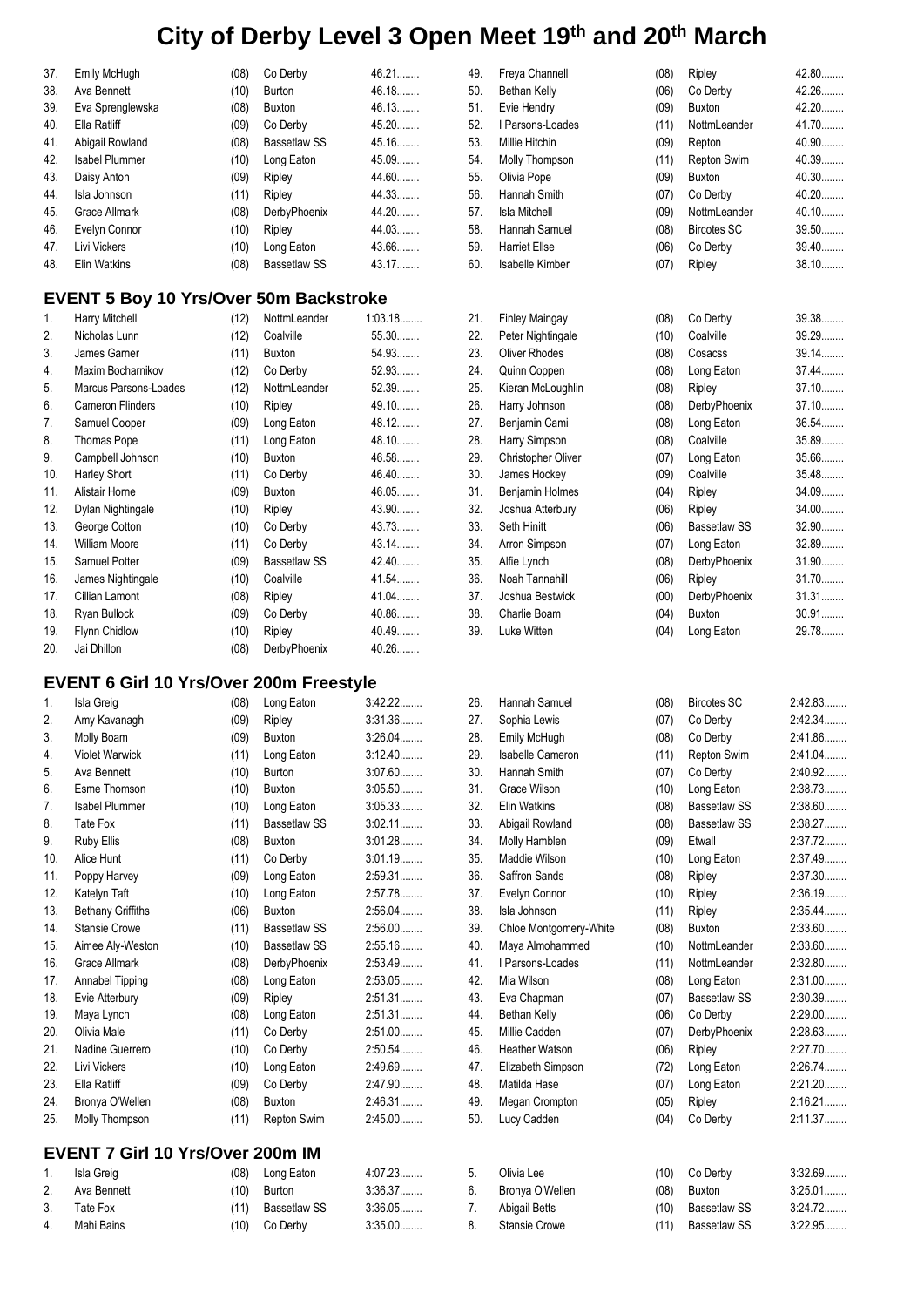# City of Derby Level 3 Open Meet 19th and 20th March

| | | | | |
|---|---|---|---|---|
| 37. | Emily McHugh | (08) | Co Derby | 46.21........ |
| 38. | Ava Bennett | (10) | Burton | 46.18........ |
| 39. | Eva Sprenglewska | (08) | Buxton | 46.13........ |
| 40. | Ella Ratliff | (09) | Co Derby | 45.20........ |
| 41. | Abigail Rowland | (08) | Bassetlaw SS | 45.16........ |
| 42. | Isabel Plummer | (10) | Long Eaton | 45.09........ |
| 43. | Daisy Anton | (09) | Ripley | 44.60........ |
| 44. | Isla Johnson | (11) | Ripley | 44.33........ |
| 45. | Grace Allmark | (08) | DerbyPhoenix | 44.20........ |
| 46. | Evelyn Connor | (10) | Ripley | 44.03........ |
| 47. | Livi Vickers | (10) | Long Eaton | 43.66........ |
| 48. | Elin Watkins | (08) | Bassetlaw SS | 43.17........ |
| 49. | Freya Channell | (08) | Ripley | 42.80........ |
| 50. | Bethan Kelly | (06) | Co Derby | 42.26........ |
| 51. | Evie Hendry | (09) | Buxton | 42.20........ |
| 52. | I Parsons-Loades | (11) | NottmLeander | 41.70........ |
| 53. | Millie Hitchin | (09) | Repton | 40.90........ |
| 54. | Molly Thompson | (11) | Repton Swim | 40.39........ |
| 55. | Olivia Pope | (09) | Buxton | 40.30........ |
| 56. | Hannah Smith | (07) | Co Derby | 40.20........ |
| 57. | Isla Mitchell | (09) | NottmLeander | 40.10........ |
| 58. | Hannah Samuel | (08) | Bircotes SC | 39.50........ |
| 59. | Harriet Ellse | (06) | Co Derby | 39.40........ |
| 60. | Isabelle Kimber | (07) | Ripley | 38.10........ |

## EVENT 5 Boy 10 Yrs/Over 50m Backstroke

| | | | | |
|---|---|---|---|---|
| 1. | Harry Mitchell | (12) | NottmLeander | 1:03.18........ |
| 2. | Nicholas Lunn | (12) | Coalville | 55.30........ |
| 3. | James Garner | (11) | Buxton | 54.93........ |
| 4. | Maxim Bocharnikov | (12) | Co Derby | 52.93........ |
| 5. | Marcus Parsons-Loades | (12) | NottmLeander | 52.39........ |
| 6. | Cameron Flinders | (10) | Ripley | 49.10........ |
| 7. | Samuel Cooper | (09) | Long Eaton | 48.12........ |
| 8. | Thomas Pope | (11) | Long Eaton | 48.10........ |
| 9. | Campbell Johnson | (10) | Buxton | 46.58........ |
| 10. | Harley Short | (11) | Co Derby | 46.40........ |
| 11. | Alistair Horne | (09) | Buxton | 46.05........ |
| 12. | Dylan Nightingale | (10) | Ripley | 43.90........ |
| 13. | George Cotton | (10) | Co Derby | 43.73........ |
| 14. | William Moore | (11) | Co Derby | 43.14........ |
| 15. | Samuel Potter | (09) | Bassetlaw SS | 42.40........ |
| 16. | James Nightingale | (10) | Coalville | 41.54........ |
| 17. | Cillian Lamont | (08) | Ripley | 41.04........ |
| 18. | Ryan Bullock | (09) | Co Derby | 40.86........ |
| 19. | Flynn Chidlow | (10) | Ripley | 40.49........ |
| 20. | Jai Dhillon | (08) | DerbyPhoenix | 40.26........ |
| 21. | Finley Maingay | (08) | Co Derby | 39.38........ |
| 22. | Peter Nightingale | (10) | Coalville | 39.29........ |
| 23. | Oliver Rhodes | (08) | Cosacss | 39.14........ |
| 24. | Quinn Coppen | (08) | Long Eaton | 37.44........ |
| 25. | Kieran McLoughlin | (08) | Ripley | 37.10........ |
| 26. | Harry Johnson | (08) | DerbyPhoenix | 37.10........ |
| 27. | Benjamin Cami | (08) | Long Eaton | 36.54........ |
| 28. | Harry Simpson | (08) | Coalville | 35.89........ |
| 29. | Christopher Oliver | (07) | Long Eaton | 35.66........ |
| 30. | James Hockey | (09) | Coalville | 35.48........ |
| 31. | Benjamin Holmes | (04) | Ripley | 34.09........ |
| 32. | Joshua Atterbury | (06) | Ripley | 34.00........ |
| 33. | Seth Hinitt | (06) | Bassetlaw SS | 32.90........ |
| 34. | Arron Simpson | (07) | Long Eaton | 32.89........ |
| 35. | Alfie Lynch | (08) | DerbyPhoenix | 31.90........ |
| 36. | Noah Tannahill | (06) | Ripley | 31.70........ |
| 37. | Joshua Bestwick | (00) | DerbyPhoenix | 31.31........ |
| 38. | Charlie Boam | (04) | Buxton | 30.91........ |
| 39. | Luke Witten | (04) | Long Eaton | 29.78........ |

## EVENT 6 Girl 10 Yrs/Over 200m Freestyle

| | | | | |
|---|---|---|---|---|
| 1. | Isla Greig | (08) | Long Eaton | 3:42.22........ |
| 2. | Amy Kavanagh | (09) | Ripley | 3:31.36........ |
| 3. | Molly Boam | (09) | Buxton | 3:26.04........ |
| 4. | Violet Warwick | (11) | Long Eaton | 3:12.40........ |
| 5. | Ava Bennett | (10) | Burton | 3:07.60........ |
| 6. | Esme Thomson | (10) | Buxton | 3:05.50........ |
| 7. | Isabel Plummer | (10) | Long Eaton | 3:05.33........ |
| 8. | Tate Fox | (11) | Bassetlaw SS | 3:02.11........ |
| 9. | Ruby Ellis | (08) | Buxton | 3:01.28........ |
| 10. | Alice Hunt | (11) | Co Derby | 3:01.19........ |
| 11. | Poppy Harvey | (09) | Long Eaton | 2:59.31........ |
| 12. | Katelyn Taft | (10) | Long Eaton | 2:57.78........ |
| 13. | Bethany Griffiths | (06) | Buxton | 2:56.04........ |
| 14. | Stansie Crowe | (11) | Bassetlaw SS | 2:56.00........ |
| 15. | Aimee Aly-Weston | (10) | Bassetlaw SS | 2:55.16........ |
| 16. | Grace Allmark | (08) | DerbyPhoenix | 2:53.49........ |
| 17. | Annabel Tipping | (08) | Long Eaton | 2:53.05........ |
| 18. | Evie Atterbury | (09) | Ripley | 2:51.31........ |
| 19. | Maya Lynch | (08) | Long Eaton | 2:51.31........ |
| 20. | Olivia Male | (11) | Co Derby | 2:51.00........ |
| 21. | Nadine Guerrero | (10) | Co Derby | 2:50.54........ |
| 22. | Livi Vickers | (10) | Long Eaton | 2:49.69........ |
| 23. | Ella Ratliff | (09) | Co Derby | 2:47.90........ |
| 24. | Bronya O'Wellen | (08) | Buxton | 2:46.31........ |
| 25. | Molly Thompson | (11) | Repton Swim | 2:45.00........ |
| 26. | Hannah Samuel | (08) | Bircotes SC | 2:42.83........ |
| 27. | Sophia Lewis | (07) | Co Derby | 2:42.34........ |
| 28. | Emily McHugh | (08) | Co Derby | 2:41.86........ |
| 29. | Isabelle Cameron | (11) | Repton Swim | 2:41.04........ |
| 30. | Hannah Smith | (07) | Co Derby | 2:40.92........ |
| 31. | Grace Wilson | (10) | Long Eaton | 2:38.73........ |
| 32. | Elin Watkins | (08) | Bassetlaw SS | 2:38.60........ |
| 33. | Abigail Rowland | (08) | Bassetlaw SS | 2:38.27........ |
| 34. | Molly Hamblen | (09) | Etwall | 2:37.72........ |
| 35. | Maddie Wilson | (10) | Long Eaton | 2:37.49........ |
| 36. | Saffron Sands | (08) | Ripley | 2:37.30........ |
| 37. | Evelyn Connor | (10) | Ripley | 2:36.19........ |
| 38. | Isla Johnson | (11) | Ripley | 2:35.44........ |
| 39. | Chloe Montgomery-White | (08) | Buxton | 2:33.60........ |
| 40. | Maya Almohammed | (10) | NottmLeander | 2:33.60........ |
| 41. | I Parsons-Loades | (11) | NottmLeander | 2:32.80........ |
| 42. | Mia Wilson | (08) | Long Eaton | 2:31.00........ |
| 43. | Eva Chapman | (07) | Bassetlaw SS | 2:30.39........ |
| 44. | Bethan Kelly | (06) | Co Derby | 2:29.00........ |
| 45. | Millie Cadden | (07) | DerbyPhoenix | 2:28.63........ |
| 46. | Heather Watson | (06) | Ripley | 2:27.70........ |
| 47. | Elizabeth Simpson | (72) | Long Eaton | 2:26.74........ |
| 48. | Matilda Hase | (07) | Long Eaton | 2:21.20........ |
| 49. | Megan Crompton | (05) | Ripley | 2:16.21........ |
| 50. | Lucy Cadden | (04) | Co Derby | 2:11.37........ |

## EVENT 7 Girl 10 Yrs/Over 200m IM

| | | | | |
|---|---|---|---|---|
| 1. | Isla Greig | (08) | Long Eaton | 4:07.23........ |
| 2. | Ava Bennett | (10) | Burton | 3:36.37........ |
| 3. | Tate Fox | (11) | Bassetlaw SS | 3:36.05........ |
| 4. | Mahi Bains | (10) | Co Derby | 3:35.00........ |
| 5. | Olivia Lee | (10) | Co Derby | 3:32.69........ |
| 6. | Bronya O'Wellen | (08) | Buxton | 3:25.01........ |
| 7. | Abigail Betts | (10) | Bassetlaw SS | 3:24.72........ |
| 8. | Stansie Crowe | (11) | Bassetlaw SS | 3:22.95........ |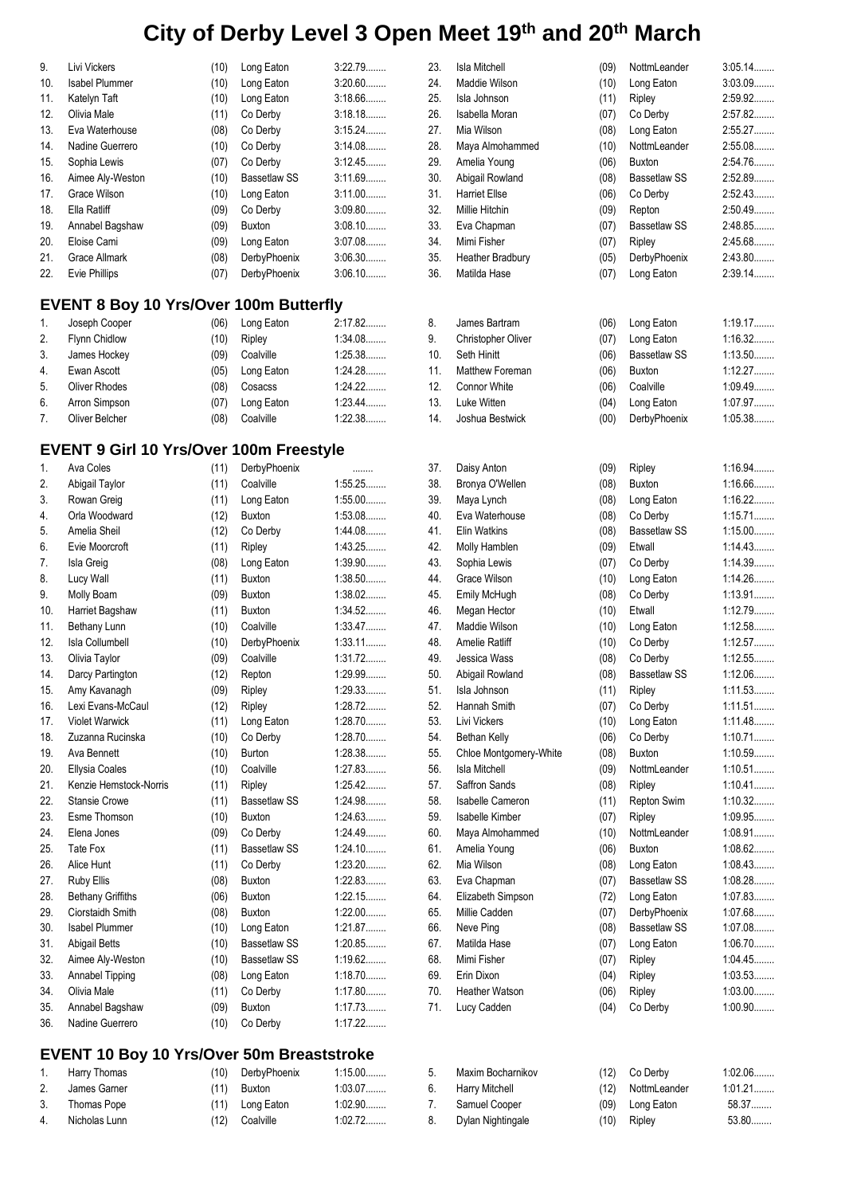# City of Derby Level 3 Open Meet 19th and 20th March

| | | | | |
|---|---|---|---|---|
| 9. | Livi Vickers | (10) | Long Eaton | 3:22.79........ |
| 10. | Isabel Plummer | (10) | Long Eaton | 3:20.60........ |
| 11. | Katelyn Taft | (10) | Long Eaton | 3:18.66........ |
| 12. | Olivia Male | (11) | Co Derby | 3:18.18........ |
| 13. | Eva Waterhouse | (08) | Co Derby | 3:15.24........ |
| 14. | Nadine Guerrero | (10) | Co Derby | 3:14.08........ |
| 15. | Sophia Lewis | (07) | Co Derby | 3:12.45........ |
| 16. | Aimee Aly-Weston | (10) | Bassetlaw SS | 3:11.69........ |
| 17. | Grace Wilson | (10) | Long Eaton | 3:11.00........ |
| 18. | Ella Ratliff | (09) | Co Derby | 3:09.80........ |
| 19. | Annabel Bagshaw | (09) | Buxton | 3:08.10........ |
| 20. | Eloise Cami | (09) | Long Eaton | 3:07.08........ |
| 21. | Grace Allmark | (08) | DerbyPhoenix | 3:06.30........ |
| 22. | Evie Phillips | (07) | DerbyPhoenix | 3:06.10........ |
| 23. | Isla Mitchell | (09) | NottmLeander | 3:05.14........ |
| 24. | Maddie Wilson | (10) | Long Eaton | 3:03.09........ |
| 25. | Isla Johnson | (11) | Ripley | 2:59.92........ |
| 26. | Isabella Moran | (07) | Co Derby | 2:57.82........ |
| 27. | Mia Wilson | (08) | Long Eaton | 2:55.27........ |
| 28. | Maya Almohammed | (10) | NottmLeander | 2:55.08........ |
| 29. | Amelia Young | (06) | Buxton | 2:54.76........ |
| 30. | Abigail Rowland | (08) | Bassetlaw SS | 2:52.89........ |
| 31. | Harriet Ellse | (06) | Co Derby | 2:52.43........ |
| 32. | Millie Hitchin | (09) | Repton | 2:50.49........ |
| 33. | Eva Chapman | (07) | Bassetlaw SS | 2:48.85........ |
| 34. | Mimi Fisher | (07) | Ripley | 2:45.68........ |
| 35. | Heather Bradbury | (05) | DerbyPhoenix | 2:43.80........ |
| 36. | Matilda Hase | (07) | Long Eaton | 2:39.14........ |

## EVENT 8 Boy 10 Yrs/Over 100m Butterfly

| | | | | |
|---|---|---|---|---|
| 1. | Joseph Cooper | (06) | Long Eaton | 2:17.82........ |
| 2. | Flynn Chidlow | (10) | Ripley | 1:34.08........ |
| 3. | James Hockey | (09) | Coalville | 1:25.38........ |
| 4. | Ewan Ascott | (05) | Long Eaton | 1:24.28........ |
| 5. | Oliver Rhodes | (08) | Cosacss | 1:24.22........ |
| 6. | Arron Simpson | (07) | Long Eaton | 1:23.44........ |
| 7. | Oliver Belcher | (08) | Coalville | 1:22.38........ |
| 8. | James Bartram | (06) | Long Eaton | 1:19.17........ |
| 9. | Christopher Oliver | (07) | Long Eaton | 1:16.32........ |
| 10. | Seth Hinitt | (06) | Bassetlaw SS | 1:13.50........ |
| 11. | Matthew Foreman | (06) | Buxton | 1:12.27........ |
| 12. | Connor White | (06) | Coalville | 1:09.49........ |
| 13. | Luke Witten | (04) | Long Eaton | 1:07.97........ |
| 14. | Joshua Bestwick | (00) | DerbyPhoenix | 1:05.38........ |

## EVENT 9 Girl 10 Yrs/Over 100m Freestyle

| | | | | |
|---|---|---|---|---|
| 1. | Ava Coles | (11) | DerbyPhoenix | ........ |
| 2. | Abigail Taylor | (11) | Coalville | 1:55.25........ |
| 3. | Rowan Greig | (11) | Long Eaton | 1:55.00........ |
| 4. | Orla Woodward | (12) | Buxton | 1:53.08........ |
| 5. | Amelia Sheil | (12) | Co Derby | 1:44.08........ |
| 6. | Evie Moorcroft | (11) | Ripley | 1:43.25........ |
| 7. | Isla Greig | (08) | Long Eaton | 1:39.90........ |
| 8. | Lucy Wall | (11) | Buxton | 1:38.50........ |
| 9. | Molly Boam | (09) | Buxton | 1:38.02........ |
| 10. | Harriet Bagshaw | (11) | Buxton | 1:34.52........ |
| 11. | Bethany Lunn | (10) | Coalville | 1:33.47........ |
| 12. | Isla Collumbell | (10) | DerbyPhoenix | 1:33.11........ |
| 13. | Olivia Taylor | (09) | Coalville | 1:31.72........ |
| 14. | Darcy Partington | (12) | Repton | 1:29.99........ |
| 15. | Amy Kavanagh | (09) | Ripley | 1:29.33........ |
| 16. | Lexi Evans-McCaul | (12) | Ripley | 1:28.72........ |
| 17. | Violet Warwick | (11) | Long Eaton | 1:28.70........ |
| 18. | Zuzanna Rucinska | (10) | Co Derby | 1:28.70........ |
| 19. | Ava Bennett | (10) | Burton | 1:28.38........ |
| 20. | Ellysia Coales | (10) | Coalville | 1:27.83........ |
| 21. | Kenzie Hemstock-Norris | (11) | Ripley | 1:25.42........ |
| 22. | Stansie Crowe | (11) | Bassetlaw SS | 1:24.98........ |
| 23. | Esme Thomson | (10) | Buxton | 1:24.63........ |
| 24. | Elena Jones | (09) | Co Derby | 1:24.49........ |
| 25. | Tate Fox | (11) | Bassetlaw SS | 1:24.10........ |
| 26. | Alice Hunt | (11) | Co Derby | 1:23.20........ |
| 27. | Ruby Ellis | (08) | Buxton | 1:22.83........ |
| 28. | Bethany Griffiths | (06) | Buxton | 1:22.15........ |
| 29. | Ciorstaidh Smith | (08) | Buxton | 1:22.00........ |
| 30. | Isabel Plummer | (10) | Long Eaton | 1:21.87........ |
| 31. | Abigail Betts | (10) | Bassetlaw SS | 1:20.85........ |
| 32. | Aimee Aly-Weston | (10) | Bassetlaw SS | 1:19.62........ |
| 33. | Annabel Tipping | (08) | Long Eaton | 1:18.70........ |
| 34. | Olivia Male | (11) | Co Derby | 1:17.80........ |
| 35. | Annabel Bagshaw | (09) | Buxton | 1:17.73........ |
| 36. | Nadine Guerrero | (10) | Co Derby | 1:17.22........ |
| 37. | Daisy Anton | (09) | Ripley | 1:16.94........ |
| 38. | Bronya O'Wellen | (08) | Buxton | 1:16.66........ |
| 39. | Maya Lynch | (08) | Long Eaton | 1:16.22........ |
| 40. | Eva Waterhouse | (08) | Co Derby | 1:15.71........ |
| 41. | Elin Watkins | (08) | Bassetlaw SS | 1:15.00........ |
| 42. | Molly Hamblen | (09) | Etwall | 1:14.43........ |
| 43. | Sophia Lewis | (07) | Co Derby | 1:14.39........ |
| 44. | Grace Wilson | (10) | Long Eaton | 1:14.26........ |
| 45. | Emily McHugh | (08) | Co Derby | 1:13.91........ |
| 46. | Megan Hector | (10) | Etwall | 1:12.79........ |
| 47. | Maddie Wilson | (10) | Long Eaton | 1:12.58........ |
| 48. | Amelie Ratliff | (10) | Co Derby | 1:12.57........ |
| 49. | Jessica Wass | (08) | Co Derby | 1:12.55........ |
| 50. | Abigail Rowland | (08) | Bassetlaw SS | 1:12.06........ |
| 51. | Isla Johnson | (11) | Ripley | 1:11.53........ |
| 52. | Hannah Smith | (07) | Co Derby | 1:11.51........ |
| 53. | Livi Vickers | (10) | Long Eaton | 1:11.48........ |
| 54. | Bethan Kelly | (06) | Co Derby | 1:10.71........ |
| 55. | Chloe Montgomery-White | (08) | Buxton | 1:10.59........ |
| 56. | Isla Mitchell | (09) | NottmLeander | 1:10.51........ |
| 57. | Saffron Sands | (08) | Ripley | 1:10.41........ |
| 58. | Isabelle Cameron | (11) | Repton Swim | 1:10.32........ |
| 59. | Isabelle Kimber | (07) | Ripley | 1:09.95........ |
| 60. | Maya Almohammed | (10) | NottmLeander | 1:08.91........ |
| 61. | Amelia Young | (06) | Buxton | 1:08.62........ |
| 62. | Mia Wilson | (08) | Long Eaton | 1:08.43........ |
| 63. | Eva Chapman | (07) | Bassetlaw SS | 1:08.28........ |
| 64. | Elizabeth Simpson | (72) | Long Eaton | 1:07.83........ |
| 65. | Millie Cadden | (07) | DerbyPhoenix | 1:07.68........ |
| 66. | Neve Ping | (08) | Bassetlaw SS | 1:07.08........ |
| 67. | Matilda Hase | (07) | Long Eaton | 1:06.70........ |
| 68. | Mimi Fisher | (07) | Ripley | 1:04.45........ |
| 69. | Erin Dixon | (04) | Ripley | 1:03.53........ |
| 70. | Heather Watson | (06) | Ripley | 1:03.00........ |
| 71. | Lucy Cadden | (04) | Co Derby | 1:00.90........ |

## EVENT 10 Boy 10 Yrs/Over 50m Breaststroke

| | | | | |
|---|---|---|---|---|
| 1. | Harry Thomas | (10) | DerbyPhoenix | 1:15.00........ |
| 2. | James Garner | (11) | Buxton | 1:03.07........ |
| 3. | Thomas Pope | (11) | Long Eaton | 1:02.90........ |
| 4. | Nicholas Lunn | (12) | Coalville | 1:02.72........ |
| 5. | Maxim Bocharnikov | (12) | Co Derby | 1:02.06........ |
| 6. | Harry Mitchell | (12) | NottmLeander | 1:01.21........ |
| 7. | Samuel Cooper | (09) | Long Eaton | 58.37........ |
| 8. | Dylan Nightingale | (10) | Ripley | 53.80........ |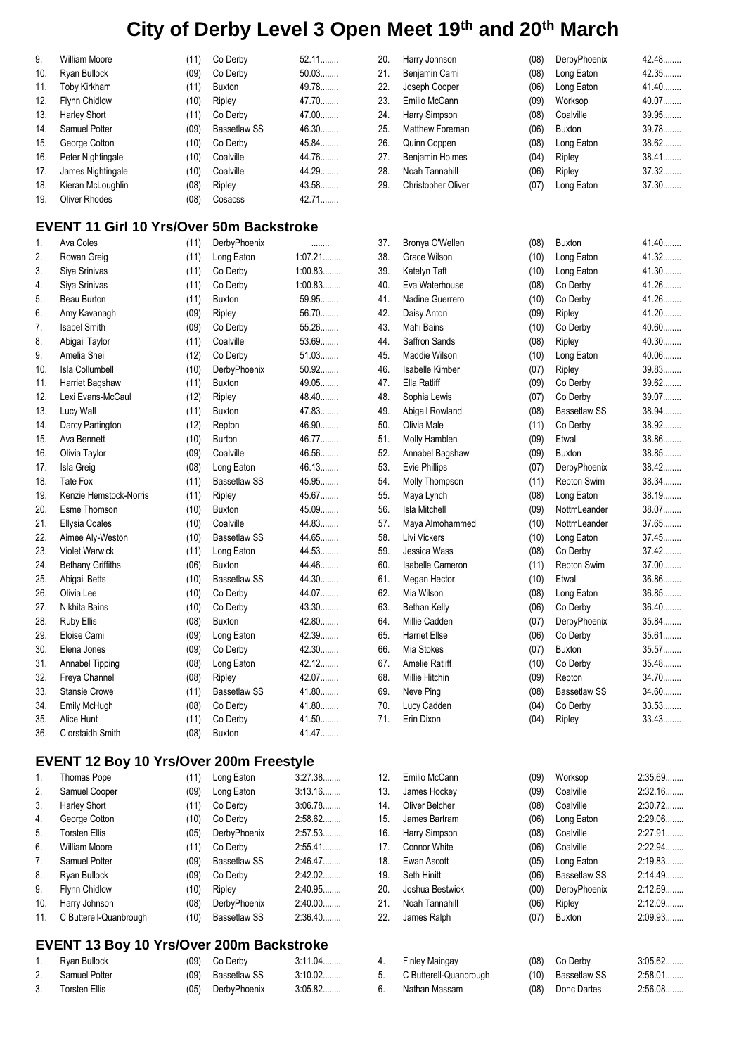# City of Derby Level 3 Open Meet 19th and 20th March

| | | | | |
|---|---|---|---|---|
| 9. | William Moore | (11) | Co Derby | 52.11........ |
| 10. | Ryan Bullock | (09) | Co Derby | 50.03........ |
| 11. | Toby Kirkham | (11) | Buxton | 49.78........ |
| 12. | Flynn Chidlow | (10) | Ripley | 47.70........ |
| 13. | Harley Short | (11) | Co Derby | 47.00........ |
| 14. | Samuel Potter | (09) | Bassetlaw SS | 46.30........ |
| 15. | George Cotton | (10) | Co Derby | 45.84........ |
| 16. | Peter Nightingale | (10) | Coalville | 44.76........ |
| 17. | James Nightingale | (10) | Coalville | 44.29........ |
| 18. | Kieran McLoughlin | (08) | Ripley | 43.58........ |
| 19. | Oliver Rhodes | (08) | Cosacss | 42.71........ |
| 20. | Harry Johnson | (08) | DerbyPhoenix | 42.48........ |
| 21. | Benjamin Cami | (08) | Long Eaton | 42.35........ |
| 22. | Joseph Cooper | (06) | Long Eaton | 41.40........ |
| 23. | Emilio McCann | (09) | Worksop | 40.07........ |
| 24. | Harry Simpson | (08) | Coalville | 39.95........ |
| 25. | Matthew Foreman | (06) | Buxton | 39.78........ |
| 26. | Quinn Coppen | (08) | Long Eaton | 38.62........ |
| 27. | Benjamin Holmes | (04) | Ripley | 38.41........ |
| 28. | Noah Tannahill | (06) | Ripley | 37.32........ |
| 29. | Christopher Oliver | (07) | Long Eaton | 37.30........ |

## EVENT 11 Girl 10 Yrs/Over 50m Backstroke

| | | | | |
|---|---|---|---|---|
| 1. | Ava Coles | (11) | DerbyPhoenix | ........ |
| 2. | Rowan Greig | (11) | Long Eaton | 1:07.21........ |
| 3. | Siya Srinivas | (11) | Co Derby | 1:00.83........ |
| 4. | Siya Srinivas | (11) | Co Derby | 1:00.83........ |
| 5. | Beau Burton | (11) | Buxton | 59.95........ |
| 6. | Amy Kavanagh | (09) | Ripley | 56.70........ |
| 7. | Isabel Smith | (09) | Co Derby | 55.26........ |
| 8. | Abigail Taylor | (11) | Coalville | 53.69........ |
| 9. | Amelia Sheil | (12) | Co Derby | 51.03........ |
| 10. | Isla Collumbell | (10) | DerbyPhoenix | 50.92........ |
| 11. | Harriet Bagshaw | (11) | Buxton | 49.05........ |
| 12. | Lexi Evans-McCaul | (12) | Ripley | 48.40........ |
| 13. | Lucy Wall | (11) | Buxton | 47.83........ |
| 14. | Darcy Partington | (12) | Repton | 46.90........ |
| 15. | Ava Bennett | (10) | Burton | 46.77........ |
| 16. | Olivia Taylor | (09) | Coalville | 46.56........ |
| 17. | Isla Greig | (08) | Long Eaton | 46.13........ |
| 18. | Tate Fox | (11) | Bassetlaw SS | 45.95........ |
| 19. | Kenzie Hemstock-Norris | (11) | Ripley | 45.67........ |
| 20. | Esme Thomson | (10) | Buxton | 45.09........ |
| 21. | Ellysia Coales | (10) | Coalville | 44.83........ |
| 22. | Aimee Aly-Weston | (10) | Bassetlaw SS | 44.65........ |
| 23. | Violet Warwick | (11) | Long Eaton | 44.53........ |
| 24. | Bethany Griffiths | (06) | Buxton | 44.46........ |
| 25. | Abigail Betts | (10) | Bassetlaw SS | 44.30........ |
| 26. | Olivia Lee | (10) | Co Derby | 44.07........ |
| 27. | Nikhita Bains | (10) | Co Derby | 43.30........ |
| 28. | Ruby Ellis | (08) | Buxton | 42.80........ |
| 29. | Eloise Cami | (09) | Long Eaton | 42.39........ |
| 30. | Elena Jones | (09) | Co Derby | 42.30........ |
| 31. | Annabel Tipping | (08) | Long Eaton | 42.12........ |
| 32. | Freya Channell | (08) | Ripley | 42.07........ |
| 33. | Stansie Crowe | (11) | Bassetlaw SS | 41.80........ |
| 34. | Emily McHugh | (08) | Co Derby | 41.80........ |
| 35. | Alice Hunt | (11) | Co Derby | 41.50........ |
| 36. | Ciorstaidh Smith | (08) | Buxton | 41.47........ |
| 37. | Bronya O'Wellen | (08) | Buxton | 41.40........ |
| 38. | Grace Wilson | (10) | Long Eaton | 41.32........ |
| 39. | Katelyn Taft | (10) | Long Eaton | 41.30........ |
| 40. | Eva Waterhouse | (08) | Co Derby | 41.26........ |
| 41. | Nadine Guerrero | (10) | Co Derby | 41.26........ |
| 42. | Daisy Anton | (09) | Ripley | 41.20........ |
| 43. | Mahi Bains | (10) | Co Derby | 40.60........ |
| 44. | Saffron Sands | (08) | Ripley | 40.30........ |
| 45. | Maddie Wilson | (10) | Long Eaton | 40.06........ |
| 46. | Isabelle Kimber | (07) | Ripley | 39.83........ |
| 47. | Ella Ratliff | (09) | Co Derby | 39.62........ |
| 48. | Sophia Lewis | (07) | Co Derby | 39.07........ |
| 49. | Abigail Rowland | (08) | Bassetlaw SS | 38.94........ |
| 50. | Olivia Male | (11) | Co Derby | 38.92........ |
| 51. | Molly Hamblen | (09) | Etwall | 38.86........ |
| 52. | Annabel Bagshaw | (09) | Buxton | 38.85........ |
| 53. | Evie Phillips | (07) | DerbyPhoenix | 38.42........ |
| 54. | Molly Thompson | (11) | Repton Swim | 38.34........ |
| 55. | Maya Lynch | (08) | Long Eaton | 38.19........ |
| 56. | Isla Mitchell | (09) | NottmLeander | 38.07........ |
| 57. | Maya Almohammed | (10) | NottmLeander | 37.65........ |
| 58. | Livi Vickers | (10) | Long Eaton | 37.45........ |
| 59. | Jessica Wass | (08) | Co Derby | 37.42........ |
| 60. | Isabelle Cameron | (11) | Repton Swim | 37.00........ |
| 61. | Megan Hector | (10) | Etwall | 36.86........ |
| 62. | Mia Wilson | (08) | Long Eaton | 36.85........ |
| 63. | Bethan Kelly | (06) | Co Derby | 36.40........ |
| 64. | Millie Cadden | (07) | DerbyPhoenix | 35.84........ |
| 65. | Harriet Ellse | (06) | Co Derby | 35.61........ |
| 66. | Mia Stokes | (07) | Buxton | 35.57........ |
| 67. | Amelie Ratliff | (10) | Co Derby | 35.48........ |
| 68. | Millie Hitchin | (09) | Repton | 34.70........ |
| 69. | Neve Ping | (08) | Bassetlaw SS | 34.60........ |
| 70. | Lucy Cadden | (04) | Co Derby | 33.53........ |
| 71. | Erin Dixon | (04) | Ripley | 33.43........ |

## EVENT 12 Boy 10 Yrs/Over 200m Freestyle

| | | | | |
|---|---|---|---|---|
| 1. | Thomas Pope | (11) | Long Eaton | 3:27.38........ |
| 2. | Samuel Cooper | (09) | Long Eaton | 3:13.16........ |
| 3. | Harley Short | (11) | Co Derby | 3:06.78........ |
| 4. | George Cotton | (10) | Co Derby | 2:58.62........ |
| 5. | Torsten Ellis | (05) | DerbyPhoenix | 2:57.53........ |
| 6. | William Moore | (11) | Co Derby | 2:55.41........ |
| 7. | Samuel Potter | (09) | Bassetlaw SS | 2:46.47........ |
| 8. | Ryan Bullock | (09) | Co Derby | 2:42.02........ |
| 9. | Flynn Chidlow | (10) | Ripley | 2:40.95........ |
| 10. | Harry Johnson | (08) | DerbyPhoenix | 2:40.00........ |
| 11. | C Butterell-Quanbrough | (10) | Bassetlaw SS | 2:36.40........ |
| 12. | Emilio McCann | (09) | Worksop | 2:35.69........ |
| 13. | James Hockey | (09) | Coalville | 2:32.16........ |
| 14. | Oliver Belcher | (08) | Coalville | 2:30.72........ |
| 15. | James Bartram | (06) | Long Eaton | 2:29.06........ |
| 16. | Harry Simpson | (08) | Coalville | 2:27.91........ |
| 17. | Connor White | (06) | Coalville | 2:22.94........ |
| 18. | Ewan Ascott | (05) | Long Eaton | 2:19.83........ |
| 19. | Seth Hinitt | (06) | Bassetlaw SS | 2:14.49........ |
| 20. | Joshua Bestwick | (00) | DerbyPhoenix | 2:12.69........ |
| 21. | Noah Tannahill | (06) | Ripley | 2:12.09........ |
| 22. | James Ralph | (07) | Buxton | 2:09.93........ |

## EVENT 13 Boy 10 Yrs/Over 200m Backstroke

| | | | | |
|---|---|---|---|---|
| 1. | Ryan Bullock | (09) | Co Derby | 3:11.04........ |
| 2. | Samuel Potter | (09) | Bassetlaw SS | 3:10.02........ |
| 3. | Torsten Ellis | (05) | DerbyPhoenix | 3:05.82........ |
| 4. | Finley Maingay | (08) | Co Derby | 3:05.62........ |
| 5. | C Butterell-Quanbrough | (10) | Bassetlaw SS | 2:58.01........ |
| 6. | Nathan Massam | (08) | Donc Dartes | 2:56.08........ |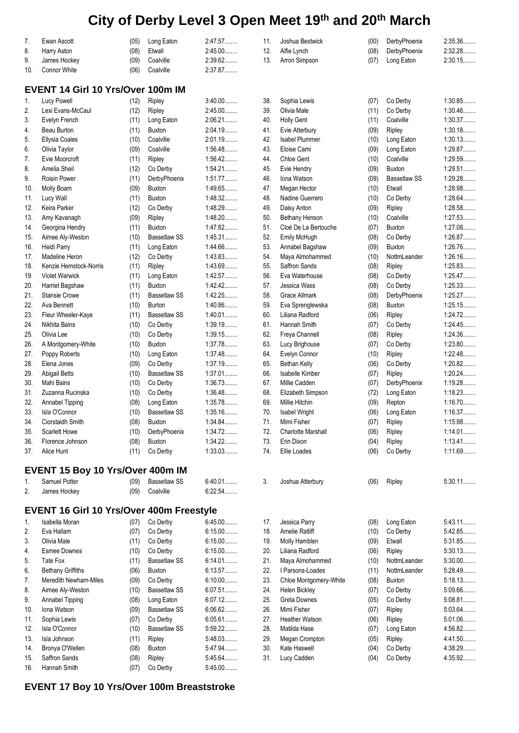# City of Derby Level 3 Open Meet 19th and 20th March

| | | | | |
|---|---|---|---|---|
| 7. | Ewan Ascott | (05) | Long Eaton | 2:47.57........ |
| 8. | Harry Aston | (08) | Etwall | 2:45.00........ |
| 9. | James Hockey | (09) | Coalville | 2:39.62........ |
| 10. | Connor White | (06) | Coalville | 2:37.87........ |
| 11. | Joshua Bestwick | (00) | DerbyPhoenix | 2:35.36........ |
| 12. | Alfie Lynch | (08) | DerbyPhoenix | 2:32.28........ |
| 13. | Arron Simpson | (07) | Long Eaton | 2:30.15........ |

## EVENT 14 Girl 10 Yrs/Over 100m IM

| | | | | |
|---|---|---|---|---|
| 1. | Lucy Powell | (12) | Ripley | 3:40.00........ |
| 2. | Lexi Evans-McCaul | (12) | Ripley | 2:45.00........ |
| 3. | Evelyn French | (11) | Long Eaton | 2:06.21........ |
| 4. | Beau Burton | (11) | Buxton | 2:04.19........ |
| 5. | Ellysia Coales | (10) | Coalville | 2:01.19........ |
| 6. | Olivia Taylor | (09) | Coalville | 1:56.48........ |
| 7. | Evie Moorcroft | (11) | Ripley | 1:56.42........ |
| 8. | Amelia Sheil | (12) | Co Derby | 1:54.21........ |
| 9. | Roisin Power | (11) | DerbyPhoenix | 1:51.77........ |
| 10. | Molly Boam | (09) | Buxton | 1:49.65........ |
| 11. | Lucy Wall | (11) | Buxton | 1:48.32........ |
| 12. | Keira Parker | (12) | Co Derby | 1:48.29........ |
| 13. | Amy Kavanagh | (09) | Ripley | 1:48.20........ |
| 14. | Georgina Hendry | (11) | Buxton | 1:47.82........ |
| 15. | Aimee Aly-Weston | (10) | Bassetlaw SS | 1:45.31........ |
| 16. | Heidi Parry | (11) | Long Eaton | 1:44.66........ |
| 17. | Madeline Heron | (12) | Co Derby | 1:43.83........ |
| 18. | Kenzie Hemstock-Norris | (11) | Ripley | 1:43.69........ |
| 19. | Violet Warwick | (11) | Long Eaton | 1:42.57........ |
| 20. | Harriet Bagshaw | (11) | Buxton | 1:42.42........ |
| 21. | Stansie Crowe | (11) | Bassetlaw SS | 1:42.25........ |
| 22. | Ava Bennett | (10) | Burton | 1:40.86........ |
| 23. | Fleur Wheeler-Kaye | (11) | Bassetlaw SS | 1:40.01........ |
| 24. | Nikhita Bains | (10) | Co Derby | 1:39.19........ |
| 25. | Olivia Lee | (10) | Co Derby | 1:39.15........ |
| 26. | A Montgomery-White | (10) | Buxton | 1:37.78........ |
| 27. | Poppy Roberts | (10) | Long Eaton | 1:37.48........ |
| 28. | Elena Jones | (09) | Co Derby | 1:37.19........ |
| 29. | Abigail Betts | (10) | Bassetlaw SS | 1:37.01........ |
| 30. | Mahi Bains | (10) | Co Derby | 1:36.73........ |
| 31. | Zuzanna Rucinska | (10) | Co Derby | 1:36.48........ |
| 32. | Annabel Tipping | (08) | Long Eaton | 1:35.78........ |
| 33. | Isla O'Connor | (10) | Bassetlaw SS | 1:35.16........ |
| 34. | Ciorstaidh Smith | (08) | Buxton | 1:34.84........ |
| 35. | Scarlett Howe | (10) | DerbyPhoenix | 1:34.72........ |
| 36. | Florence Johnson | (08) | Buxton | 1:34.22........ |
| 37. | Alice Hunt | (11) | Co Derby | 1:33.03........ |
| 38. | Sophia Lewis | (07) | Co Derby | 1:30.85........ |
| 39. | Olivia Male | (11) | Co Derby | 1:30.46........ |
| 40. | Holly Gent | (11) | Coalville | 1:30.37........ |
| 41. | Evie Atterbury | (09) | Ripley | 1:30.18........ |
| 42. | Isabel Plummer | (10) | Long Eaton | 1:30.13........ |
| 43. | Eloise Cami | (09) | Long Eaton | 1:29.87........ |
| 44. | Chloe Gent | (10) | Coalville | 1:29.59........ |
| 45. | Evie Hendry | (09) | Buxton | 1:29.51........ |
| 46. | Iona Watson | (09) | Bassetlaw SS | 1:29.28........ |
| 47. | Megan Hector | (10) | Etwall | 1:28.98........ |
| 48. | Nadine Guerrero | (10) | Co Derby | 1:28.64........ |
| 49. | Daisy Anton | (09) | Ripley | 1:28.58........ |
| 50. | Bethany Henson | (10) | Coalville | 1:27.53........ |
| 51. | Cloé De La Bertouche | (07) | Buxton | 1:27.08........ |
| 52. | Emily McHugh | (08) | Co Derby | 1:26.87........ |
| 53. | Annabel Bagshaw | (09) | Buxton | 1:26.76........ |
| 54. | Maya Almohammed | (10) | NottmLeander | 1:26.16........ |
| 55. | Saffron Sands | (08) | Ripley | 1:25.83........ |
| 56. | Eva Waterhouse | (08) | Co Derby | 1:25.47........ |
| 57. | Jessica Wass | (08) | Co Derby | 1:25.33........ |
| 58. | Grace Allmark | (08) | DerbyPhoenix | 1:25.27........ |
| 59. | Eva Sprenglewska | (08) | Buxton | 1:25.15........ |
| 60. | Liliana Radford | (06) | Ripley | 1:24.72........ |
| 61. | Hannah Smith | (07) | Co Derby | 1:24.45........ |
| 62. | Freya Channell | (08) | Ripley | 1:24.36........ |
| 63. | Lucy Brighouse | (07) | Co Derby | 1:23.80........ |
| 64. | Evelyn Connor | (10) | Ripley | 1:22.48........ |
| 65. | Bethan Kelly | (06) | Co Derby | 1:20.82........ |
| 66. | Isabelle Kimber | (07) | Ripley | 1:20.24........ |
| 67. | Millie Cadden | (07) | DerbyPhoenix | 1:19.28........ |
| 68. | Elizabeth Simpson | (72) | Long Eaton | 1:18.23........ |
| 69. | Millie Hitchin | (09) | Repton | 1:16.70........ |
| 70. | Isabel Wright | (06) | Long Eaton | 1:16.37........ |
| 71. | Mimi Fisher | (07) | Ripley | 1:15.98........ |
| 72. | Charlotte Marshall | (06) | Ripley | 1:14.01........ |
| 73. | Erin Dixon | (04) | Ripley | 1:13.41........ |
| 74. | Ellie Loades | (06) | Co Derby | 1:11.69........ |

## EVENT 15 Boy 10 Yrs/Over 400m IM

| | | | | |
|---|---|---|---|---|
| 1. | Samuel Potter | (09) | Bassetlaw SS | 6:40.01........ |
| 2. | James Hockey | (09) | Coalville | 6:22.54........ |
| 3. | Joshua Atterbury | (06) | Ripley | 5:30.11........ |

## EVENT 16 Girl 10 Yrs/Over 400m Freestyle

| | | | | |
|---|---|---|---|---|
| 1. | Isabella Moran | (07) | Co Derby | 6:45.00........ |
| 2. | Eva Hallam | (07) | Co Derby | 6:15.00........ |
| 3. | Olivia Male | (11) | Co Derby | 6:15.00........ |
| 4. | Esmee Downes | (10) | Co Derby | 6:15.00........ |
| 5. | Tate Fox | (11) | Bassetlaw SS | 6:14.01........ |
| 6. | Bethany Griffiths | (06) | Buxton | 6:13.57........ |
| 7. | Meredith Newham-Miles | (09) | Co Derby | 6:10.00........ |
| 8. | Aimee Aly-Weston | (10) | Bassetlaw SS | 6:07.51........ |
| 9. | Annabel Tipping | (08) | Long Eaton | 6:07.12........ |
| 10. | Iona Watson | (09) | Bassetlaw SS | 6:06.62........ |
| 11. | Sophia Lewis | (07) | Co Derby | 6:05.61........ |
| 12. | Isla O'Connor | (10) | Bassetlaw SS | 5:59.22........ |
| 13. | Isla Johnson | (11) | Ripley | 5:48.03........ |
| 14. | Bronya O'Wellen | (08) | Buxton | 5:47.94........ |
| 15. | Saffron Sands | (08) | Ripley | 5:45.64........ |
| 16. | Hannah Smith | (07) | Co Derby | 5:45.00........ |
| 17. | Jessica Parry | (08) | Long Eaton | 5:43.11........ |
| 18. | Amelie Ratliff | (10) | Co Derby | 5:42.85........ |
| 19. | Molly Hamblen | (09) | Etwall | 5:31.85........ |
| 20. | Liliana Radford | (06) | Ripley | 5:30.13........ |
| 21. | Maya Almohammed | (10) | NottmLeander | 5:30.00........ |
| 22. | I Parsons-Loades | (11) | NottmLeander | 5:28.49........ |
| 23. | Chloe Montgomery-White | (08) | Buxton | 5:18.13........ |
| 24. | Helen Bickley | (07) | Co Derby | 5:09.66........ |
| 25. | Greta Downes | (05) | Co Derby | 5:08.81........ |
| 26. | Mimi Fisher | (07) | Ripley | 5:03.64........ |
| 27. | Heather Watson | (06) | Ripley | 5:01.06........ |
| 28. | Matilda Hase | (07) | Long Eaton | 4:56.82........ |
| 29. | Megan Crompton | (05) | Ripley | 4:41.50........ |
| 30. | Kate Haswell | (04) | Co Derby | 4:38.29........ |
| 31. | Lucy Cadden | (04) | Co Derby | 4:35.92........ |

## EVENT 17 Boy 10 Yrs/Over 100m Breaststroke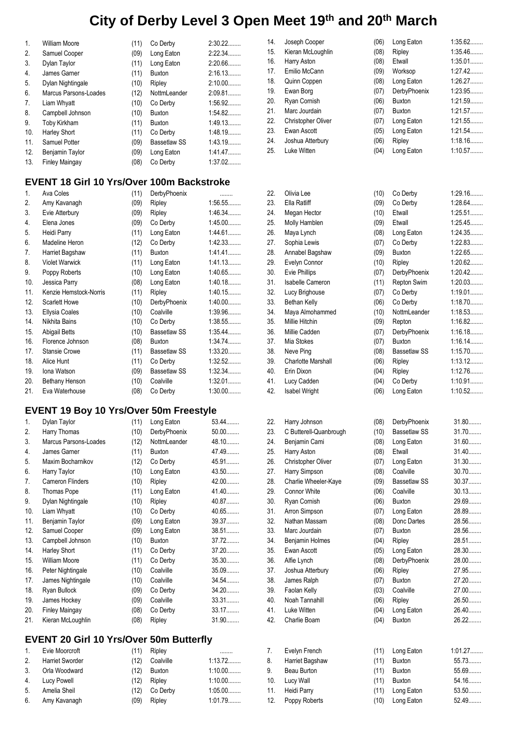# City of Derby Level 3 Open Meet 19th and 20th March

| | | | | |
|---|---|---|---|---|
| 1. | William Moore | (11) | Co Derby | 2:30.22........ |
| 2. | Samuel Cooper | (09) | Long Eaton | 2:22.34........ |
| 3. | Dylan Taylor | (11) | Long Eaton | 2:20.66........ |
| 4. | James Garner | (11) | Buxton | 2:16.13........ |
| 5. | Dylan Nightingale | (10) | Ripley | 2:10.00........ |
| 6. | Marcus Parsons-Loades | (12) | NottmLeander | 2:09.81........ |
| 7. | Liam Whyatt | (10) | Co Derby | 1:56.92........ |
| 8. | Campbell Johnson | (10) | Buxton | 1:54.82........ |
| 9. | Toby Kirkham | (11) | Buxton | 1:49.13........ |
| 10. | Harley Short | (11) | Co Derby | 1:48.19........ |
| 11. | Samuel Potter | (09) | Bassetlaw SS | 1:43.19........ |
| 12. | Benjamin Taylor | (09) | Long Eaton | 1:41.47........ |
| 13. | Finley Maingay | (08) | Co Derby | 1:37.02........ |
| 14. | Joseph Cooper | (06) | Long Eaton | 1:35.62........ |
| 15. | Kieran McLoughlin | (08) | Ripley | 1:35.46........ |
| 16. | Harry Aston | (08) | Etwall | 1:35.01........ |
| 17. | Emilio McCann | (09) | Worksop | 1:27.42........ |
| 18. | Quinn Coppen | (08) | Long Eaton | 1:26.27........ |
| 19. | Ewan Borg | (07) | DerbyPhoenix | 1:23.95........ |
| 20. | Ryan Cornish | (06) | Buxton | 1:21.59........ |
| 21. | Marc Jourdain | (07) | Buxton | 1:21.57........ |
| 22. | Christopher Oliver | (07) | Long Eaton | 1:21.55........ |
| 23. | Ewan Ascott | (05) | Long Eaton | 1:21.54........ |
| 24. | Joshua Atterbury | (06) | Ripley | 1:18.16........ |
| 25. | Luke Witten | (04) | Long Eaton | 1:10.57........ |

## EVENT 18 Girl 10 Yrs/Over 100m Backstroke

| | | | | |
|---|---|---|---|---|
| 1. | Ava Coles | (11) | DerbyPhoenix | ........ |
| 2. | Amy Kavanagh | (09) | Ripley | 1:56.55........ |
| 3. | Evie Atterbury | (09) | Ripley | 1:46.34........ |
| 4. | Elena Jones | (09) | Co Derby | 1:45.00........ |
| 5. | Heidi Parry | (11) | Long Eaton | 1:44.61........ |
| 6. | Madeline Heron | (12) | Co Derby | 1:42.33........ |
| 7. | Harriet Bagshaw | (11) | Buxton | 1:41.41........ |
| 8. | Violet Warwick | (11) | Long Eaton | 1:41.13........ |
| 9. | Poppy Roberts | (10) | Long Eaton | 1:40.65........ |
| 10. | Jessica Parry | (08) | Long Eaton | 1:40.18........ |
| 11. | Kenzie Hemstock-Norris | (11) | Ripley | 1:40.15........ |
| 12. | Scarlett Howe | (10) | DerbyPhoenix | 1:40.00........ |
| 13. | Ellysia Coales | (10) | Coalville | 1:39.96........ |
| 14. | Nikhita Bains | (10) | Co Derby | 1:38.55........ |
| 15. | Abigail Betts | (10) | Bassetlaw SS | 1:35.44........ |
| 16. | Florence Johnson | (08) | Buxton | 1:34.74........ |
| 17. | Stansie Crowe | (11) | Bassetlaw SS | 1:33.20........ |
| 18. | Alice Hunt | (11) | Co Derby | 1:32.52........ |
| 19. | Iona Watson | (09) | Bassetlaw SS | 1:32.34........ |
| 20. | Bethany Henson | (10) | Coalville | 1:32.01........ |
| 21. | Eva Waterhouse | (08) | Co Derby | 1:30.00........ |
| 22. | Olivia Lee | (10) | Co Derby | 1:29.16........ |
| 23. | Ella Ratliff | (09) | Co Derby | 1:28.64........ |
| 24. | Megan Hector | (10) | Etwall | 1:25.51........ |
| 25. | Molly Hamblen | (09) | Etwall | 1:25.45........ |
| 26. | Maya Lynch | (08) | Long Eaton | 1:24.35........ |
| 27. | Sophia Lewis | (07) | Co Derby | 1:22.83........ |
| 28. | Annabel Bagshaw | (09) | Buxton | 1:22.65........ |
| 29. | Evelyn Connor | (10) | Ripley | 1:20.62........ |
| 30. | Evie Phillips | (07) | DerbyPhoenix | 1:20.42........ |
| 31. | Isabelle Cameron | (11) | Repton Swim | 1:20.03........ |
| 32. | Lucy Brighouse | (07) | Co Derby | 1:19.01........ |
| 33. | Bethan Kelly | (06) | Co Derby | 1:18.70........ |
| 34. | Maya Almohammed | (10) | NottmLeander | 1:18.53........ |
| 35. | Millie Hitchin | (09) | Repton | 1:16.82........ |
| 36. | Millie Cadden | (07) | DerbyPhoenix | 1:16.18........ |
| 37. | Mia Stokes | (07) | Buxton | 1:16.14........ |
| 38. | Neve Ping | (08) | Bassetlaw SS | 1:15.70........ |
| 39. | Charlotte Marshall | (06) | Ripley | 1:13.12........ |
| 40. | Erin Dixon | (04) | Ripley | 1:12.76........ |
| 41. | Lucy Cadden | (04) | Co Derby | 1:10.91........ |
| 42. | Isabel Wright | (06) | Long Eaton | 1:10.52........ |

## EVENT 19 Boy 10 Yrs/Over 50m Freestyle

| | | | | |
|---|---|---|---|---|
| 1. | Dylan Taylor | (11) | Long Eaton | 53.44........ |
| 2. | Harry Thomas | (10) | DerbyPhoenix | 50.00........ |
| 3. | Marcus Parsons-Loades | (12) | NottmLeander | 48.10........ |
| 4. | James Garner | (11) | Buxton | 47.49........ |
| 5. | Maxim Bocharnikov | (12) | Co Derby | 45.91........ |
| 6. | Harry Taylor | (10) | Long Eaton | 43.50........ |
| 7. | Cameron Flinders | (10) | Ripley | 42.00........ |
| 8. | Thomas Pope | (11) | Long Eaton | 41.40........ |
| 9. | Dylan Nightingale | (10) | Ripley | 40.87........ |
| 10. | Liam Whyatt | (10) | Co Derby | 40.65........ |
| 11. | Benjamin Taylor | (09) | Long Eaton | 39.37........ |
| 12. | Samuel Cooper | (09) | Long Eaton | 38.51........ |
| 13. | Campbell Johnson | (10) | Buxton | 37.72........ |
| 14. | Harley Short | (11) | Co Derby | 37.20........ |
| 15. | William Moore | (11) | Co Derby | 35.30........ |
| 16. | Peter Nightingale | (10) | Coalville | 35.09........ |
| 17. | James Nightingale | (10) | Coalville | 34.54........ |
| 18. | Ryan Bullock | (09) | Co Derby | 34.20........ |
| 19. | James Hockey | (09) | Coalville | 33.31........ |
| 20. | Finley Maingay | (08) | Co Derby | 33.17........ |
| 21. | Kieran McLoughlin | (08) | Ripley | 31.90........ |
| 22. | Harry Johnson | (08) | DerbyPhoenix | 31.80........ |
| 23. | C Butterell-Quanbrough | (10) | Bassetlaw SS | 31.70........ |
| 24. | Benjamin Cami | (08) | Long Eaton | 31.60........ |
| 25. | Harry Aston | (08) | Etwall | 31.40........ |
| 26. | Christopher Oliver | (07) | Long Eaton | 31.30........ |
| 27. | Harry Simpson | (08) | Coalville | 30.70........ |
| 28. | Charlie Wheeler-Kaye | (09) | Bassetlaw SS | 30.37........ |
| 29. | Connor White | (06) | Coalville | 30.13........ |
| 30. | Ryan Cornish | (06) | Buxton | 29.69........ |
| 31. | Arron Simpson | (07) | Long Eaton | 28.89........ |
| 32. | Nathan Massam | (08) | Donc Dartes | 28.56........ |
| 33. | Marc Jourdain | (07) | Buxton | 28.56........ |
| 34. | Benjamin Holmes | (04) | Ripley | 28.51........ |
| 35. | Ewan Ascott | (05) | Long Eaton | 28.30........ |
| 36. | Alfie Lynch | (08) | DerbyPhoenix | 28.00........ |
| 37. | Joshua Atterbury | (06) | Ripley | 27.95........ |
| 38. | James Ralph | (07) | Buxton | 27.20........ |
| 39. | Faolan Kelly | (03) | Coalville | 27.00........ |
| 40. | Noah Tannahill | (06) | Ripley | 26.50........ |
| 41. | Luke Witten | (04) | Long Eaton | 26.40........ |
| 42. | Charlie Boam | (04) | Buxton | 26.22........ |

## EVENT 20 Girl 10 Yrs/Over 50m Butterfly

| | | | | |
|---|---|---|---|---|
| 1. | Evie Moorcroft | (11) | Ripley | ........ |
| 2. | Harriet Sworder | (12) | Coalville | 1:13.72........ |
| 3. | Orla Woodward | (12) | Buxton | 1:10.00........ |
| 4. | Lucy Powell | (12) | Ripley | 1:10.00........ |
| 5. | Amelia Sheil | (12) | Co Derby | 1:05.00........ |
| 6. | Amy Kavanagh | (09) | Ripley | 1:01.79........ |
| 7. | Evelyn French | (11) | Long Eaton | 1:01.27........ |
| 8. | Harriet Bagshaw | (11) | Buxton | 55.73........ |
| 9. | Beau Burton | (11) | Buxton | 55.69........ |
| 10. | Lucy Wall | (11) | Buxton | 54.16........ |
| 11. | Heidi Parry | (11) | Long Eaton | 53.50........ |
| 12. | Poppy Roberts | (10) | Long Eaton | 52.49........ |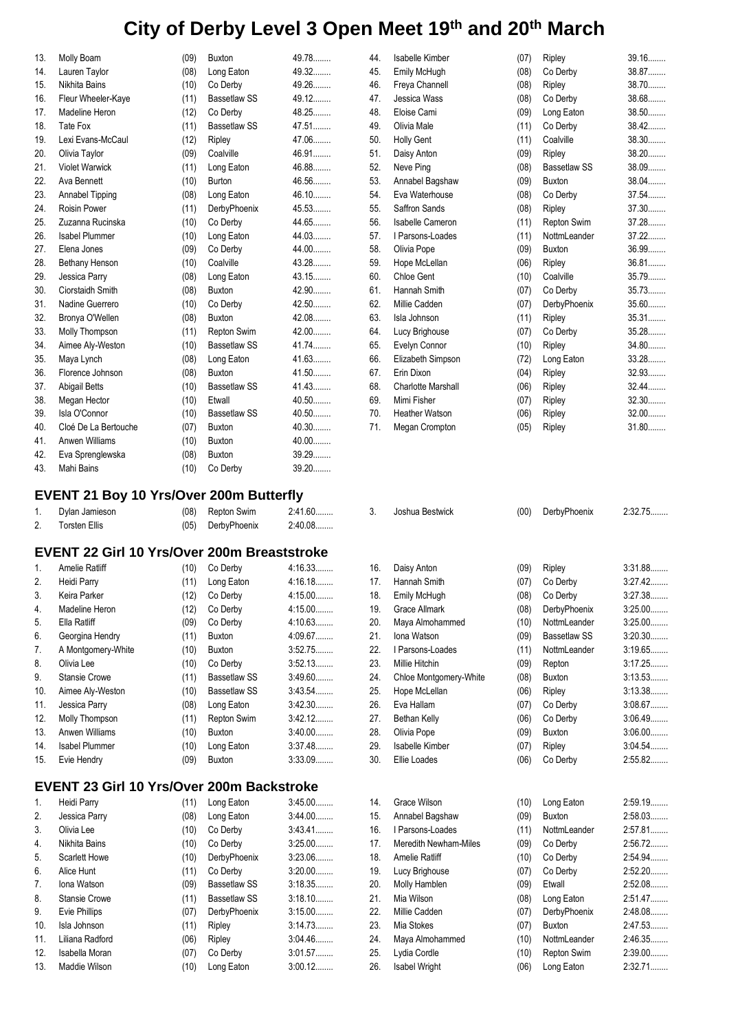# City of Derby Level 3 Open Meet 19th and 20th March

| | | | | |
|---|---|---|---|---|
| 13. | Molly Boam | (09) | Buxton | 49.78........ |
| 14. | Lauren Taylor | (08) | Long Eaton | 49.32........ |
| 15. | Nikhita Bains | (10) | Co Derby | 49.26........ |
| 16. | Fleur Wheeler-Kaye | (11) | Bassetlaw SS | 49.12........ |
| 17. | Madeline Heron | (12) | Co Derby | 48.25........ |
| 18. | Tate Fox | (11) | Bassetlaw SS | 47.51........ |
| 19. | Lexi Evans-McCaul | (12) | Ripley | 47.06........ |
| 20. | Olivia Taylor | (09) | Coalville | 46.91........ |
| 21. | Violet Warwick | (11) | Long Eaton | 46.88........ |
| 22. | Ava Bennett | (10) | Burton | 46.56........ |
| 23. | Annabel Tipping | (08) | Long Eaton | 46.10........ |
| 24. | Roisin Power | (11) | DerbyPhoenix | 45.53........ |
| 25. | Zuzanna Rucinska | (10) | Co Derby | 44.65........ |
| 26. | Isabel Plummer | (10) | Long Eaton | 44.03........ |
| 27. | Elena Jones | (09) | Co Derby | 44.00........ |
| 28. | Bethany Henson | (10) | Coalville | 43.28........ |
| 29. | Jessica Parry | (08) | Long Eaton | 43.15........ |
| 30. | Ciorstaidh Smith | (08) | Buxton | 42.90........ |
| 31. | Nadine Guerrero | (10) | Co Derby | 42.50........ |
| 32. | Bronya O'Wellen | (08) | Buxton | 42.08........ |
| 33. | Molly Thompson | (11) | Repton Swim | 42.00........ |
| 34. | Aimee Aly-Weston | (10) | Bassetlaw SS | 41.74........ |
| 35. | Maya Lynch | (08) | Long Eaton | 41.63........ |
| 36. | Florence Johnson | (08) | Buxton | 41.50........ |
| 37. | Abigail Betts | (10) | Bassetlaw SS | 41.43........ |
| 38. | Megan Hector | (10) | Etwall | 40.50........ |
| 39. | Isla O'Connor | (10) | Bassetlaw SS | 40.50........ |
| 40. | Cloé De La Bertouche | (07) | Buxton | 40.30........ |
| 41. | Anwen Williams | (10) | Buxton | 40.00........ |
| 42. | Eva Sprenglewska | (08) | Buxton | 39.29........ |
| 43. | Mahi Bains | (10) | Co Derby | 39.20........ |
| 44. | Isabelle Kimber | (07) | Ripley | 39.16........ |
| 45. | Emily McHugh | (08) | Co Derby | 38.87........ |
| 46. | Freya Channell | (08) | Ripley | 38.70........ |
| 47. | Jessica Wass | (08) | Co Derby | 38.68........ |
| 48. | Eloise Cami | (09) | Long Eaton | 38.50........ |
| 49. | Olivia Male | (11) | Co Derby | 38.42........ |
| 50. | Holly Gent | (11) | Coalville | 38.30........ |
| 51. | Daisy Anton | (09) | Ripley | 38.20........ |
| 52. | Neve Ping | (08) | Bassetlaw SS | 38.09........ |
| 53. | Annabel Bagshaw | (09) | Buxton | 38.04........ |
| 54. | Eva Waterhouse | (08) | Co Derby | 37.54........ |
| 55. | Saffron Sands | (08) | Ripley | 37.30........ |
| 56. | Isabelle Cameron | (11) | Repton Swim | 37.28........ |
| 57. | I Parsons-Loades | (11) | NottmLeander | 37.22........ |
| 58. | Olivia Pope | (09) | Buxton | 36.99........ |
| 59. | Hope McLellan | (06) | Ripley | 36.81........ |
| 60. | Chloe Gent | (10) | Coalville | 35.79........ |
| 61. | Hannah Smith | (07) | Co Derby | 35.73........ |
| 62. | Millie Cadden | (07) | DerbyPhoenix | 35.60........ |
| 63. | Isla Johnson | (11) | Ripley | 35.31........ |
| 64. | Lucy Brighouse | (07) | Co Derby | 35.28........ |
| 65. | Evelyn Connor | (10) | Ripley | 34.80........ |
| 66. | Elizabeth Simpson | (72) | Long Eaton | 33.28........ |
| 67. | Erin Dixon | (04) | Ripley | 32.93........ |
| 68. | Charlotte Marshall | (06) | Ripley | 32.44........ |
| 69. | Mimi Fisher | (07) | Ripley | 32.30........ |
| 70. | Heather Watson | (06) | Ripley | 32.00........ |
| 71. | Megan Crompton | (05) | Ripley | 31.80........ |

## EVENT 21 Boy 10 Yrs/Over 200m Butterfly

| | | | | |
|---|---|---|---|---|
| 1. | Dylan Jamieson | (08) | Repton Swim | 2:41.60........ |
| 2. | Torsten Ellis | (05) | DerbyPhoenix | 2:40.08........ |
| 3. | Joshua Bestwick | (00) | DerbyPhoenix | 2:32.75........ |

## EVENT 22 Girl 10 Yrs/Over 200m Breaststroke

| | | | | |
|---|---|---|---|---|
| 1. | Amelie Ratliff | (10) | Co Derby | 4:16.33........ |
| 2. | Heidi Parry | (11) | Long Eaton | 4:16.18........ |
| 3. | Keira Parker | (12) | Co Derby | 4:15.00........ |
| 4. | Madeline Heron | (12) | Co Derby | 4:15.00........ |
| 5. | Ella Ratliff | (09) | Co Derby | 4:10.63........ |
| 6. | Georgina Hendry | (11) | Buxton | 4:09.67........ |
| 7. | A Montgomery-White | (10) | Buxton | 3:52.75........ |
| 8. | Olivia Lee | (10) | Co Derby | 3:52.13........ |
| 9. | Stansie Crowe | (11) | Bassetlaw SS | 3:49.60........ |
| 10. | Aimee Aly-Weston | (10) | Bassetlaw SS | 3:43.54........ |
| 11. | Jessica Parry | (08) | Long Eaton | 3:42.30........ |
| 12. | Molly Thompson | (11) | Repton Swim | 3:42.12........ |
| 13. | Anwen Williams | (10) | Buxton | 3:40.00........ |
| 14. | Isabel Plummer | (10) | Long Eaton | 3:37.48........ |
| 15. | Evie Hendry | (09) | Buxton | 3:33.09........ |
| 16. | Daisy Anton | (09) | Ripley | 3:31.88........ |
| 17. | Hannah Smith | (07) | Co Derby | 3:27.42........ |
| 18. | Emily McHugh | (08) | Co Derby | 3:27.38........ |
| 19. | Grace Allmark | (08) | DerbyPhoenix | 3:25.00........ |
| 20. | Maya Almohammed | (10) | NottmLeander | 3:25.00........ |
| 21. | Iona Watson | (09) | Bassetlaw SS | 3:20.30........ |
| 22. | I Parsons-Loades | (11) | NottmLeander | 3:19.65........ |
| 23. | Millie Hitchin | (09) | Repton | 3:17.25........ |
| 24. | Chloe Montgomery-White | (08) | Buxton | 3:13.53........ |
| 25. | Hope McLellan | (06) | Ripley | 3:13.38........ |
| 26. | Eva Hallam | (07) | Co Derby | 3:08.67........ |
| 27. | Bethan Kelly | (06) | Co Derby | 3:06.49........ |
| 28. | Olivia Pope | (09) | Buxton | 3:06.00........ |
| 29. | Isabelle Kimber | (07) | Ripley | 3:04.54........ |
| 30. | Ellie Loades | (06) | Co Derby | 2:55.82........ |

## EVENT 23 Girl 10 Yrs/Over 200m Backstroke

| | | | | |
|---|---|---|---|---|
| 1. | Heidi Parry | (11) | Long Eaton | 3:45.00........ |
| 2. | Jessica Parry | (08) | Long Eaton | 3:44.00........ |
| 3. | Olivia Lee | (10) | Co Derby | 3:43.41........ |
| 4. | Nikhita Bains | (10) | Co Derby | 3:25.00........ |
| 5. | Scarlett Howe | (10) | DerbyPhoenix | 3:23.06........ |
| 6. | Alice Hunt | (11) | Co Derby | 3:20.00........ |
| 7. | Iona Watson | (09) | Bassetlaw SS | 3:18.35........ |
| 8. | Stansie Crowe | (11) | Bassetlaw SS | 3:18.10........ |
| 9. | Evie Phillips | (07) | DerbyPhoenix | 3:15.00........ |
| 10. | Isla Johnson | (11) | Ripley | 3:14.73........ |
| 11. | Liliana Radford | (06) | Ripley | 3:04.46........ |
| 12. | Isabella Moran | (07) | Co Derby | 3:01.57........ |
| 13. | Maddie Wilson | (10) | Long Eaton | 3:00.12........ |
| 14. | Grace Wilson | (10) | Long Eaton | 2:59.19........ |
| 15. | Annabel Bagshaw | (09) | Buxton | 2:58.03........ |
| 16. | I Parsons-Loades | (11) | NottmLeander | 2:57.81........ |
| 17. | Meredith Newham-Miles | (09) | Co Derby | 2:56.72........ |
| 18. | Amelie Ratliff | (10) | Co Derby | 2:54.94........ |
| 19. | Lucy Brighouse | (07) | Co Derby | 2:52.20........ |
| 20. | Molly Hamblen | (09) | Etwall | 2:52.08........ |
| 21. | Mia Wilson | (08) | Long Eaton | 2:51.47........ |
| 22. | Millie Cadden | (07) | DerbyPhoenix | 2:48.08........ |
| 23. | Mia Stokes | (07) | Buxton | 2:47.53........ |
| 24. | Maya Almohammed | (10) | NottmLeander | 2:46.35........ |
| 25. | Lydia Cordle | (10) | Repton Swim | 2:39.00........ |
| 26. | Isabel Wright | (06) | Long Eaton | 2:32.71........ |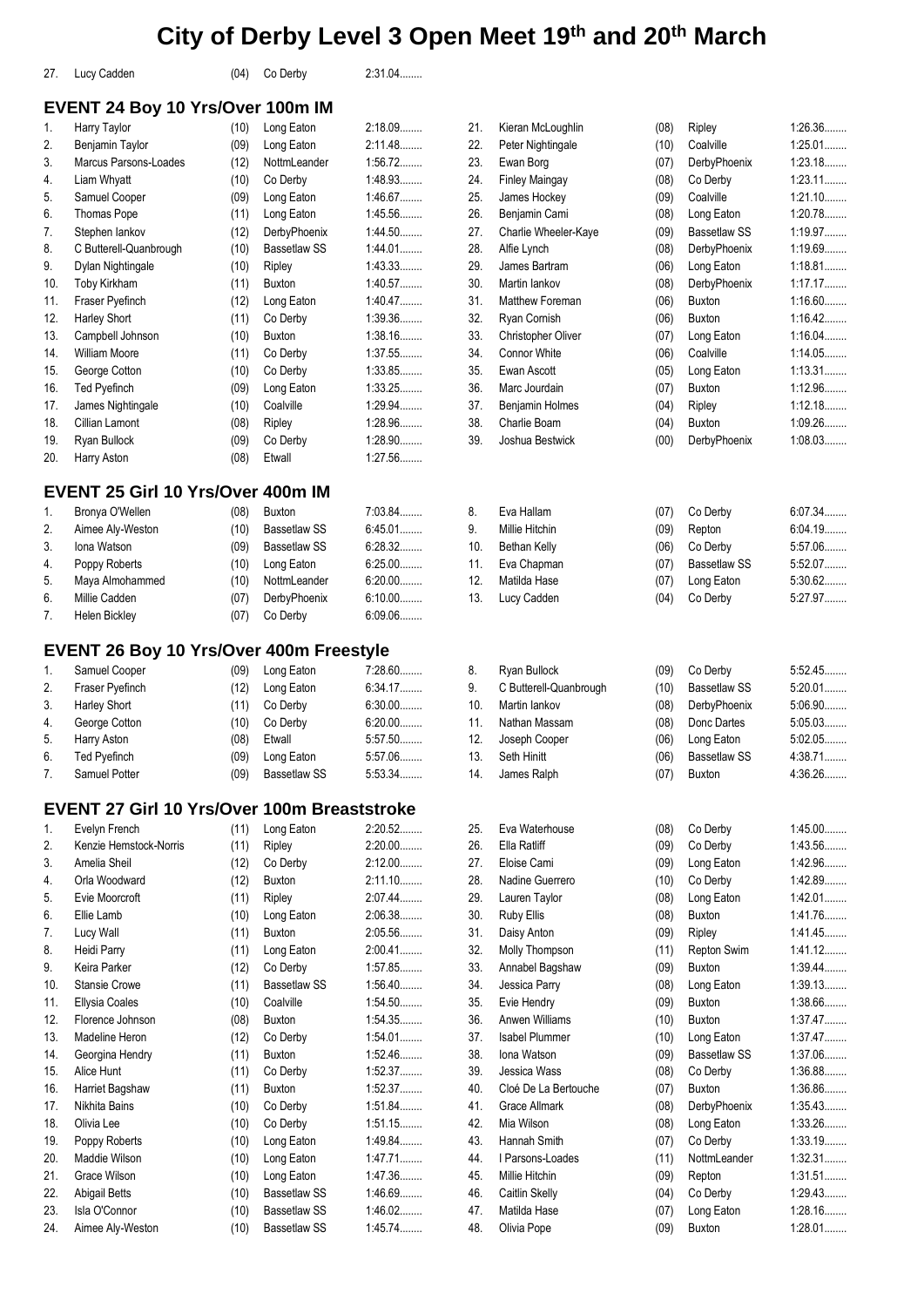# City of Derby Level 3 Open Meet 19th and 20th March

| | | | | |
|---|---|---|---|---|
| 27. | Lucy Cadden | (04) | Co Derby | 2:31.04........ |

## EVENT 24 Boy 10 Yrs/Over 100m IM

| | | | | |
|---|---|---|---|---|
| 1. | Harry Taylor | (10) | Long Eaton | 2:18.09........ |
| 2. | Benjamin Taylor | (09) | Long Eaton | 2:11.48........ |
| 3. | Marcus Parsons-Loades | (12) | NottmLeander | 1:56.72........ |
| 4. | Liam Whyatt | (10) | Co Derby | 1:48.93........ |
| 5. | Samuel Cooper | (09) | Long Eaton | 1:46.67........ |
| 6. | Thomas Pope | (11) | Long Eaton | 1:45.56........ |
| 7. | Stephen Iankov | (12) | DerbyPhoenix | 1:44.50........ |
| 8. | C Butterell-Quanbrough | (10) | Bassetlaw SS | 1:44.01........ |
| 9. | Dylan Nightingale | (10) | Ripley | 1:43.33........ |
| 10. | Toby Kirkham | (11) | Buxton | 1:40.57........ |
| 11. | Fraser Pyefinch | (12) | Long Eaton | 1:40.47........ |
| 12. | Harley Short | (11) | Co Derby | 1:39.36........ |
| 13. | Campbell Johnson | (10) | Buxton | 1:38.16........ |
| 14. | William Moore | (11) | Co Derby | 1:37.55........ |
| 15. | George Cotton | (10) | Co Derby | 1:33.85........ |
| 16. | Ted Pyefinch | (09) | Long Eaton | 1:33.25........ |
| 17. | James Nightingale | (10) | Coalville | 1:29.94........ |
| 18. | Cillian Lamont | (08) | Ripley | 1:28.96........ |
| 19. | Ryan Bullock | (09) | Co Derby | 1:28.90........ |
| 20. | Harry Aston | (08) | Etwall | 1:27.56........ |
| 21. | Kieran McLoughlin | (08) | Ripley | 1:26.36........ |
| 22. | Peter Nightingale | (10) | Coalville | 1:25.01........ |
| 23. | Ewan Borg | (07) | DerbyPhoenix | 1:23.18........ |
| 24. | Finley Maingay | (08) | Co Derby | 1:23.11........ |
| 25. | James Hockey | (09) | Coalville | 1:21.10........ |
| 26. | Benjamin Cami | (08) | Long Eaton | 1:20.78........ |
| 27. | Charlie Wheeler-Kaye | (09) | Bassetlaw SS | 1:19.97........ |
| 28. | Alfie Lynch | (08) | DerbyPhoenix | 1:19.69........ |
| 29. | James Bartram | (06) | Long Eaton | 1:18.81........ |
| 30. | Martin Iankov | (08) | DerbyPhoenix | 1:17.17........ |
| 31. | Matthew Foreman | (06) | Buxton | 1:16.60........ |
| 32. | Ryan Cornish | (06) | Buxton | 1:16.42........ |
| 33. | Christopher Oliver | (07) | Long Eaton | 1:16.04........ |
| 34. | Connor White | (06) | Coalville | 1:14.05........ |
| 35. | Ewan Ascott | (05) | Long Eaton | 1:13.31........ |
| 36. | Marc Jourdain | (07) | Buxton | 1:12.96........ |
| 37. | Benjamin Holmes | (04) | Ripley | 1:12.18........ |
| 38. | Charlie Boam | (04) | Buxton | 1:09.26........ |
| 39. | Joshua Bestwick | (00) | DerbyPhoenix | 1:08.03........ |

## EVENT 25 Girl 10 Yrs/Over 400m IM

| | | | | |
|---|---|---|---|---|
| 1. | Bronya O'Wellen | (08) | Buxton | 7:03.84........ |
| 2. | Aimee Aly-Weston | (10) | Bassetlaw SS | 6:45.01........ |
| 3. | Iona Watson | (09) | Bassetlaw SS | 6:28.32........ |
| 4. | Poppy Roberts | (10) | Long Eaton | 6:25.00........ |
| 5. | Maya Almohammed | (10) | NottmLeander | 6:20.00........ |
| 6. | Millie Cadden | (07) | DerbyPhoenix | 6:10.00........ |
| 7. | Helen Bickley | (07) | Co Derby | 6:09.06........ |
| 8. | Eva Hallam | (07) | Co Derby | 6:07.34........ |
| 9. | Millie Hitchin | (09) | Repton | 6:04.19........ |
| 10. | Bethan Kelly | (06) | Co Derby | 5:57.06........ |
| 11. | Eva Chapman | (07) | Bassetlaw SS | 5:52.07........ |
| 12. | Matilda Hase | (07) | Long Eaton | 5:30.62........ |
| 13. | Lucy Cadden | (04) | Co Derby | 5:27.97........ |

## EVENT 26 Boy 10 Yrs/Over 400m Freestyle

| | | | | |
|---|---|---|---|---|
| 1. | Samuel Cooper | (09) | Long Eaton | 7:28.60........ |
| 2. | Fraser Pyefinch | (12) | Long Eaton | 6:34.17........ |
| 3. | Harley Short | (11) | Co Derby | 6:30.00........ |
| 4. | George Cotton | (10) | Co Derby | 6:20.00........ |
| 5. | Harry Aston | (08) | Etwall | 5:57.50........ |
| 6. | Ted Pyefinch | (09) | Long Eaton | 5:57.06........ |
| 7. | Samuel Potter | (09) | Bassetlaw SS | 5:53.34........ |
| 8. | Ryan Bullock | (09) | Co Derby | 5:52.45........ |
| 9. | C Butterell-Quanbrough | (10) | Bassetlaw SS | 5:20.01........ |
| 10. | Martin Iankov | (08) | DerbyPhoenix | 5:06.90........ |
| 11. | Nathan Massam | (08) | Donc Dartes | 5:05.03........ |
| 12. | Joseph Cooper | (06) | Long Eaton | 5:02.05........ |
| 13. | Seth Hinitt | (06) | Bassetlaw SS | 4:38.71........ |
| 14. | James Ralph | (07) | Buxton | 4:36.26........ |

## EVENT 27 Girl 10 Yrs/Over 100m Breaststroke

| | | | | |
|---|---|---|---|---|
| 1. | Evelyn French | (11) | Long Eaton | 2:20.52........ |
| 2. | Kenzie Hemstock-Norris | (11) | Ripley | 2:20.00........ |
| 3. | Amelia Sheil | (12) | Co Derby | 2:12.00........ |
| 4. | Orla Woodward | (12) | Buxton | 2:11.10........ |
| 5. | Evie Moorcroft | (11) | Ripley | 2:07.44........ |
| 6. | Ellie Lamb | (10) | Long Eaton | 2:06.38........ |
| 7. | Lucy Wall | (11) | Buxton | 2:05.56........ |
| 8. | Heidi Parry | (11) | Long Eaton | 2:00.41........ |
| 9. | Keira Parker | (12) | Co Derby | 1:57.85........ |
| 10. | Stansie Crowe | (11) | Bassetlaw SS | 1:56.40........ |
| 11. | Ellysia Coales | (10) | Coalville | 1:54.50........ |
| 12. | Florence Johnson | (08) | Buxton | 1:54.35........ |
| 13. | Madeline Heron | (12) | Co Derby | 1:54.01........ |
| 14. | Georgina Hendry | (11) | Buxton | 1:52.46........ |
| 15. | Alice Hunt | (11) | Co Derby | 1:52.37........ |
| 16. | Harriet Bagshaw | (11) | Buxton | 1:52.37........ |
| 17. | Nikhita Bains | (10) | Co Derby | 1:51.84........ |
| 18. | Olivia Lee | (10) | Co Derby | 1:51.15........ |
| 19. | Poppy Roberts | (10) | Long Eaton | 1:49.84........ |
| 20. | Maddie Wilson | (10) | Long Eaton | 1:47.71........ |
| 21. | Grace Wilson | (10) | Long Eaton | 1:47.36........ |
| 22. | Abigail Betts | (10) | Bassetlaw SS | 1:46.69........ |
| 23. | Isla O'Connor | (10) | Bassetlaw SS | 1:46.02........ |
| 24. | Aimee Aly-Weston | (10) | Bassetlaw SS | 1:45.74........ |
| 25. | Eva Waterhouse | (08) | Co Derby | 1:45.00........ |
| 26. | Ella Ratliff | (09) | Co Derby | 1:43.56........ |
| 27. | Eloise Cami | (09) | Long Eaton | 1:42.96........ |
| 28. | Nadine Guerrero | (10) | Co Derby | 1:42.89........ |
| 29. | Lauren Taylor | (08) | Long Eaton | 1:42.01........ |
| 30. | Ruby Ellis | (08) | Buxton | 1:41.76........ |
| 31. | Daisy Anton | (09) | Ripley | 1:41.45........ |
| 32. | Molly Thompson | (11) | Repton Swim | 1:41.12........ |
| 33. | Annabel Bagshaw | (09) | Buxton | 1:39.44........ |
| 34. | Jessica Parry | (08) | Long Eaton | 1:39.13........ |
| 35. | Evie Hendry | (09) | Buxton | 1:38.66........ |
| 36. | Anwen Williams | (10) | Buxton | 1:37.47........ |
| 37. | Isabel Plummer | (10) | Long Eaton | 1:37.47........ |
| 38. | Iona Watson | (09) | Bassetlaw SS | 1:37.06........ |
| 39. | Jessica Wass | (08) | Co Derby | 1:36.88........ |
| 40. | Cloé De La Bertouche | (07) | Buxton | 1:36.86........ |
| 41. | Grace Allmark | (08) | DerbyPhoenix | 1:35.43........ |
| 42. | Mia Wilson | (08) | Long Eaton | 1:33.26........ |
| 43. | Hannah Smith | (07) | Co Derby | 1:33.19........ |
| 44. | I Parsons-Loades | (11) | NottmLeander | 1:32.31........ |
| 45. | Millie Hitchin | (09) | Repton | 1:31.51........ |
| 46. | Caitlin Skelly | (04) | Co Derby | 1:29.43........ |
| 47. | Matilda Hase | (07) | Long Eaton | 1:28.16........ |
| 48. | Olivia Pope | (09) | Buxton | 1:28.01........ |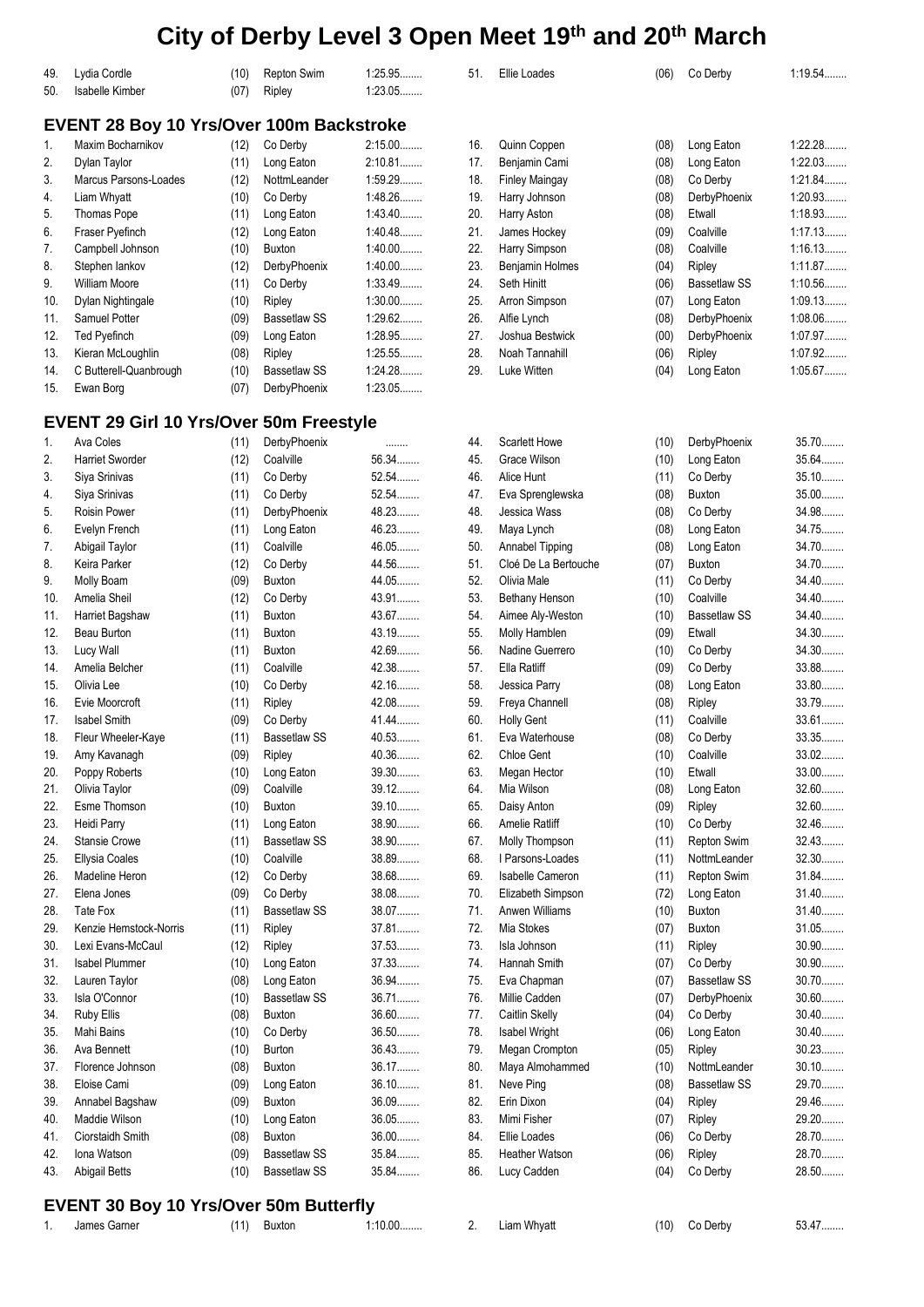# City of Derby Level 3 Open Meet 19th and 20th March

| | | | | |
|---|---|---|---|---|
| 49. | Lydia Cordle | (10) | Repton Swim | 1:25.95........ |
| 50. | Isabelle Kimber | (07) | Ripley | 1:23.05........ |
| 51. | Ellie Loades | (06) | Co Derby | 1:19.54........ |

## EVENT 28 Boy 10 Yrs/Over 100m Backstroke

| | | | | |
|---|---|---|---|---|
| 1. | Maxim Bocharnikov | (12) | Co Derby | 2:15.00........ |
| 2. | Dylan Taylor | (11) | Long Eaton | 2:10.81........ |
| 3. | Marcus Parsons-Loades | (12) | NottmLeander | 1:59.29........ |
| 4. | Liam Whyatt | (10) | Co Derby | 1:48.26........ |
| 5. | Thomas Pope | (11) | Long Eaton | 1:43.40........ |
| 6. | Fraser Pyefinch | (12) | Long Eaton | 1:40.48........ |
| 7. | Campbell Johnson | (10) | Buxton | 1:40.00........ |
| 8. | Stephen Iankov | (12) | DerbyPhoenix | 1:40.00........ |
| 9. | William Moore | (11) | Co Derby | 1:33.49........ |
| 10. | Dylan Nightingale | (10) | Ripley | 1:30.00........ |
| 11. | Samuel Potter | (09) | Bassetlaw SS | 1:29.62........ |
| 12. | Ted Pyefinch | (09) | Long Eaton | 1:28.95........ |
| 13. | Kieran McLoughlin | (08) | Ripley | 1:25.55........ |
| 14. | C Butterell-Quanbrough | (10) | Bassetlaw SS | 1:24.28........ |
| 15. | Ewan Borg | (07) | DerbyPhoenix | 1:23.05........ |
| 16. | Quinn Coppen | (08) | Long Eaton | 1:22.28........ |
| 17. | Benjamin Cami | (08) | Long Eaton | 1:22.03........ |
| 18. | Finley Maingay | (08) | Co Derby | 1:21.84........ |
| 19. | Harry Johnson | (08) | DerbyPhoenix | 1:20.93........ |
| 20. | Harry Aston | (08) | Etwall | 1:18.93........ |
| 21. | James Hockey | (09) | Coalville | 1:17.13........ |
| 22. | Harry Simpson | (08) | Coalville | 1:16.13........ |
| 23. | Benjamin Holmes | (04) | Ripley | 1:11.87........ |
| 24. | Seth Hinitt | (06) | Bassetlaw SS | 1:10.56........ |
| 25. | Arron Simpson | (07) | Long Eaton | 1:09.13........ |
| 26. | Alfie Lynch | (08) | DerbyPhoenix | 1:08.06........ |
| 27. | Joshua Bestwick | (00) | DerbyPhoenix | 1:07.97........ |
| 28. | Noah Tannahill | (06) | Ripley | 1:07.92........ |
| 29. | Luke Witten | (04) | Long Eaton | 1:05.67........ |

## EVENT 29 Girl 10 Yrs/Over 50m Freestyle

| | | | | |
|---|---|---|---|---|
| 1. | Ava Coles | (11) | DerbyPhoenix | ........ |
| 2. | Harriet Sworder | (12) | Coalville | 56.34........ |
| 3. | Siya Srinivas | (11) | Co Derby | 52.54........ |
| 4. | Siya Srinivas | (11) | Co Derby | 52.54........ |
| 5. | Roisin Power | (11) | DerbyPhoenix | 48.23........ |
| 6. | Evelyn French | (11) | Long Eaton | 46.23........ |
| 7. | Abigail Taylor | (11) | Coalville | 46.05........ |
| 8. | Keira Parker | (12) | Co Derby | 44.56........ |
| 9. | Molly Boam | (09) | Buxton | 44.05........ |
| 10. | Amelia Sheil | (12) | Co Derby | 43.91........ |
| 11. | Harriet Bagshaw | (11) | Buxton | 43.67........ |
| 12. | Beau Burton | (11) | Buxton | 43.19........ |
| 13. | Lucy Wall | (11) | Buxton | 42.69........ |
| 14. | Amelia Belcher | (11) | Coalville | 42.38........ |
| 15. | Olivia Lee | (10) | Co Derby | 42.16........ |
| 16. | Evie Moorcroft | (11) | Ripley | 42.08........ |
| 17. | Isabel Smith | (09) | Co Derby | 41.44........ |
| 18. | Fleur Wheeler-Kaye | (11) | Bassetlaw SS | 40.53........ |
| 19. | Amy Kavanagh | (09) | Ripley | 40.36........ |
| 20. | Poppy Roberts | (10) | Long Eaton | 39.30........ |
| 21. | Olivia Taylor | (09) | Coalville | 39.12........ |
| 22. | Esme Thomson | (10) | Buxton | 39.10........ |
| 23. | Heidi Parry | (11) | Long Eaton | 38.90........ |
| 24. | Stansie Crowe | (11) | Bassetlaw SS | 38.90........ |
| 25. | Ellysia Coales | (10) | Coalville | 38.89........ |
| 26. | Madeline Heron | (12) | Co Derby | 38.68........ |
| 27. | Elena Jones | (09) | Co Derby | 38.08........ |
| 28. | Tate Fox | (11) | Bassetlaw SS | 38.07........ |
| 29. | Kenzie Hemstock-Norris | (11) | Ripley | 37.81........ |
| 30. | Lexi Evans-McCaul | (12) | Ripley | 37.53........ |
| 31. | Isabel Plummer | (10) | Long Eaton | 37.33........ |
| 32. | Lauren Taylor | (08) | Long Eaton | 36.94........ |
| 33. | Isla O'Connor | (10) | Bassetlaw SS | 36.71........ |
| 34. | Ruby Ellis | (08) | Buxton | 36.60........ |
| 35. | Mahi Bains | (10) | Co Derby | 36.50........ |
| 36. | Ava Bennett | (10) | Burton | 36.43........ |
| 37. | Florence Johnson | (08) | Buxton | 36.17........ |
| 38. | Eloise Cami | (09) | Long Eaton | 36.10........ |
| 39. | Annabel Bagshaw | (09) | Buxton | 36.09........ |
| 40. | Maddie Wilson | (10) | Long Eaton | 36.05........ |
| 41. | Ciorstaidh Smith | (08) | Buxton | 36.00........ |
| 42. | Iona Watson | (09) | Bassetlaw SS | 35.84........ |
| 43. | Abigail Betts | (10) | Bassetlaw SS | 35.84........ |
| 44. | Scarlett Howe | (10) | DerbyPhoenix | 35.70........ |
| 45. | Grace Wilson | (10) | Long Eaton | 35.64........ |
| 46. | Alice Hunt | (11) | Co Derby | 35.10........ |
| 47. | Eva Sprenglewska | (08) | Buxton | 35.00........ |
| 48. | Jessica Wass | (08) | Co Derby | 34.98........ |
| 49. | Maya Lynch | (08) | Long Eaton | 34.75........ |
| 50. | Annabel Tipping | (08) | Long Eaton | 34.70........ |
| 51. | Cloé De La Bertouche | (07) | Buxton | 34.70........ |
| 52. | Olivia Male | (11) | Co Derby | 34.40........ |
| 53. | Bethany Henson | (10) | Coalville | 34.40........ |
| 54. | Aimee Aly-Weston | (10) | Bassetlaw SS | 34.40........ |
| 55. | Molly Hamblen | (09) | Etwall | 34.30........ |
| 56. | Nadine Guerrero | (10) | Co Derby | 34.30........ |
| 57. | Ella Ratliff | (09) | Co Derby | 33.88........ |
| 58. | Jessica Parry | (08) | Long Eaton | 33.80........ |
| 59. | Freya Channell | (08) | Ripley | 33.79........ |
| 60. | Holly Gent | (11) | Coalville | 33.61........ |
| 61. | Eva Waterhouse | (08) | Co Derby | 33.35........ |
| 62. | Chloe Gent | (10) | Coalville | 33.02........ |
| 63. | Megan Hector | (10) | Etwall | 33.00........ |
| 64. | Mia Wilson | (08) | Long Eaton | 32.60........ |
| 65. | Daisy Anton | (09) | Ripley | 32.60........ |
| 66. | Amelie Ratliff | (10) | Co Derby | 32.46........ |
| 67. | Molly Thompson | (11) | Repton Swim | 32.43........ |
| 68. | I Parsons-Loades | (11) | NottmLeander | 32.30........ |
| 69. | Isabelle Cameron | (11) | Repton Swim | 31.84........ |
| 70. | Elizabeth Simpson | (72) | Long Eaton | 31.40........ |
| 71. | Anwen Williams | (10) | Buxton | 31.40........ |
| 72. | Mia Stokes | (07) | Buxton | 31.05........ |
| 73. | Isla Johnson | (11) | Ripley | 30.90........ |
| 74. | Hannah Smith | (07) | Co Derby | 30.90........ |
| 75. | Eva Chapman | (07) | Bassetlaw SS | 30.70........ |
| 76. | Millie Cadden | (07) | DerbyPhoenix | 30.60........ |
| 77. | Caitlin Skelly | (04) | Co Derby | 30.40........ |
| 78. | Isabel Wright | (06) | Long Eaton | 30.40........ |
| 79. | Megan Crompton | (05) | Ripley | 30.23........ |
| 80. | Maya Almohammed | (10) | NottmLeander | 30.10........ |
| 81. | Neve Ping | (08) | Bassetlaw SS | 29.70........ |
| 82. | Erin Dixon | (04) | Ripley | 29.46........ |
| 83. | Mimi Fisher | (07) | Ripley | 29.20........ |
| 84. | Ellie Loades | (06) | Co Derby | 28.70........ |
| 85. | Heather Watson | (06) | Ripley | 28.70........ |
| 86. | Lucy Cadden | (04) | Co Derby | 28.50........ |

## EVENT 30 Boy 10 Yrs/Over 50m Butterfly

| | | | | |
|---|---|---|---|---|
| 1. | James Garner | (11) | Buxton | 1:10.00........ |
| 2. | Liam Whyatt | (10) | Co Derby | 53.47........ |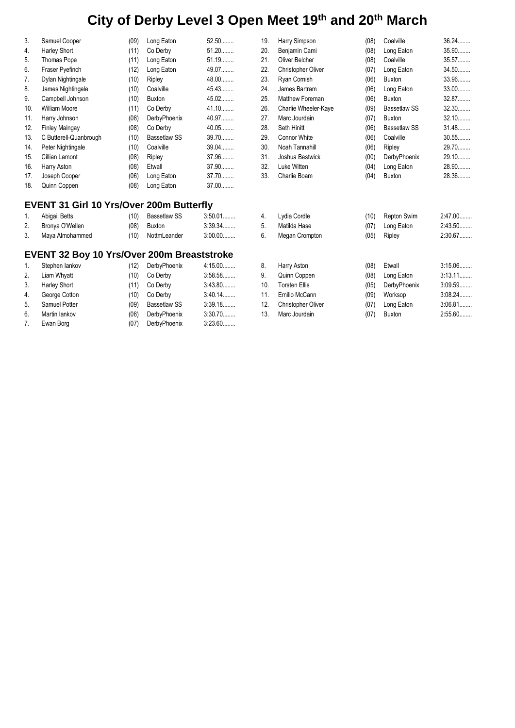# City of Derby Level 3 Open Meet 19th and 20th March

| | | | | |
|---|---|---|---|---|
| 3. | Samuel Cooper | (09) | Long Eaton | 52.50........ |
| 4. | Harley Short | (11) | Co Derby | 51.20........ |
| 5. | Thomas Pope | (11) | Long Eaton | 51.19........ |
| 6. | Fraser Pyefinch | (12) | Long Eaton | 49.07........ |
| 7. | Dylan Nightingale | (10) | Ripley | 48.00........ |
| 8. | James Nightingale | (10) | Coalville | 45.43........ |
| 9. | Campbell Johnson | (10) | Buxton | 45.02........ |
| 10. | William Moore | (11) | Co Derby | 41.10........ |
| 11. | Harry Johnson | (08) | DerbyPhoenix | 40.97........ |
| 12. | Finley Maingay | (08) | Co Derby | 40.05........ |
| 13. | C Butterell-Quanbrough | (10) | Bassetlaw SS | 39.70........ |
| 14. | Peter Nightingale | (10) | Coalville | 39.04........ |
| 15. | Cillian Lamont | (08) | Ripley | 37.96........ |
| 16. | Harry Aston | (08) | Etwall | 37.90........ |
| 17. | Joseph Cooper | (06) | Long Eaton | 37.70........ |
| 18. | Quinn Coppen | (08) | Long Eaton | 37.00........ |
| 19. | Harry Simpson | (08) | Coalville | 36.24........ |
| 20. | Benjamin Cami | (08) | Long Eaton | 35.90........ |
| 21. | Oliver Belcher | (08) | Coalville | 35.57........ |
| 22. | Christopher Oliver | (07) | Long Eaton | 34.50........ |
| 23. | Ryan Cornish | (06) | Buxton | 33.96........ |
| 24. | James Bartram | (06) | Long Eaton | 33.00........ |
| 25. | Matthew Foreman | (06) | Buxton | 32.87........ |
| 26. | Charlie Wheeler-Kaye | (09) | Bassetlaw SS | 32.30........ |
| 27. | Marc Jourdain | (07) | Buxton | 32.10........ |
| 28. | Seth Hinitt | (06) | Bassetlaw SS | 31.48........ |
| 29. | Connor White | (06) | Coalville | 30.55........ |
| 30. | Noah Tannahill | (06) | Ripley | 29.70........ |
| 31. | Joshua Bestwick | (00) | DerbyPhoenix | 29.10........ |
| 32. | Luke Witten | (04) | Long Eaton | 28.90........ |
| 33. | Charlie Boam | (04) | Buxton | 28.36........ |

## EVENT 31 Girl 10 Yrs/Over 200m Butterfly

| | | | | |
|---|---|---|---|---|
| 1. | Abigail Betts | (10) | Bassetlaw SS | 3:50.01........ |
| 2. | Bronya O'Wellen | (08) | Buxton | 3:39.34........ |
| 3. | Maya Almohammed | (10) | NottmLeander | 3:00.00........ |
| 4. | Lydia Cordle | (10) | Repton Swim | 2:47.00........ |
| 5. | Matilda Hase | (07) | Long Eaton | 2:43.50........ |
| 6. | Megan Crompton | (05) | Ripley | 2:30.67........ |

## EVENT 32 Boy 10 Yrs/Over 200m Breaststroke

| | | | | |
|---|---|---|---|---|
| 1. | Stephen Iankov | (12) | DerbyPhoenix | 4:15.00........ |
| 2. | Liam Whyatt | (10) | Co Derby | 3:58.58........ |
| 3. | Harley Short | (11) | Co Derby | 3:43.80........ |
| 4. | George Cotton | (10) | Co Derby | 3:40.14........ |
| 5. | Samuel Potter | (09) | Bassetlaw SS | 3:39.18........ |
| 6. | Martin Iankov | (08) | DerbyPhoenix | 3:30.70........ |
| 7. | Ewan Borg | (07) | DerbyPhoenix | 3:23.60........ |
| 8. | Harry Aston | (08) | Etwall | 3:15.06........ |
| 9. | Quinn Coppen | (08) | Long Eaton | 3:13.11........ |
| 10. | Torsten Ellis | (05) | DerbyPhoenix | 3:09.59........ |
| 11. | Emilio McCann | (09) | Worksop | 3:08.24........ |
| 12. | Christopher Oliver | (07) | Long Eaton | 3:06.81........ |
| 13. | Marc Jourdain | (07) | Buxton | 2:55.60........ |